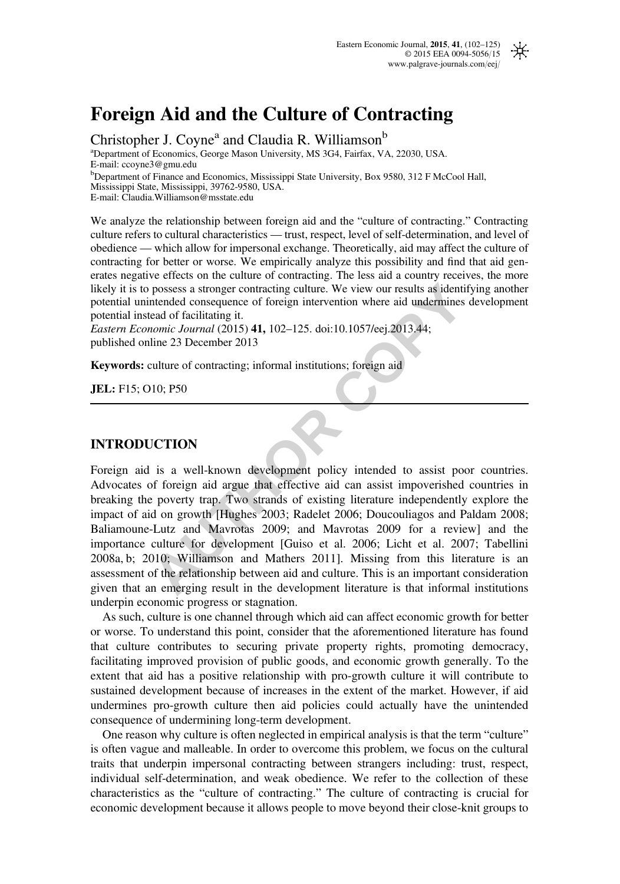# Foreign Aid and the Culture of Contracting

Christopher J. Coyne[a] and Claudia R. Williamson[b]

[a]Department of Economics, George Mason University, MS 3G4, Fairfax, VA, 22030, USA.
E-mail: ccoyne3@gmu.edu

[b]Department of Finance and Economics, Mississippi State University, Box 9580, 312 F McCool Hall, Mississippi State, Mississippi, 39762-9580, USA.
E-mail: Claudia.Williamson@msstate.edu

We analyze the relationship between foreign aid and the "culture of contracting." Contracting culture refers to cultural characteristics — trust, respect, level of self-determination, and level of obedience — which allow for impersonal exchange. Theoretically, aid may affect the culture of contracting for better or worse. We empirically analyze this possibility and find that aid generates negative effects on the culture of contracting. The less aid a country receives, the more likely it is to possess a stronger contracting culture. We view our results as identifying another potential unintended consequence of foreign intervention where aid undermines development potential instead of facilitating it.

*Eastern Economic Journal* (2015) **41,** 102–125. doi:10.1057/eej.2013.44;
published online 23 December 2013

**Keywords:** culture of contracting; informal institutions; foreign aid

**JEL:** F15; O10; P50

## INTRODUCTION

Foreign aid is a well-known development policy intended to assist poor countries. Advocates of foreign aid argue that effective aid can assist impoverished countries in breaking the poverty trap. Two strands of existing literature independently explore the impact of aid on growth [Hughes 2003; Radelet 2006; Doucouliagos and Paldam 2008; Baliamoune-Lutz and Mavrotas 2009; and Mavrotas 2009 for a review] and the importance culture for development [Guiso et al. 2006; Licht et al. 2007; Tabellini 2008a, b; 2010; Williamson and Mathers 2011]. Missing from this literature is an assessment of the relationship between aid and culture. This is an important consideration given that an emerging result in the development literature is that informal institutions underpin economic progress or stagnation.

As such, culture is one channel through which aid can affect economic growth for better or worse. To understand this point, consider that the aforementioned literature has found that culture contributes to securing private property rights, promoting democracy, facilitating improved provision of public goods, and economic growth generally. To the extent that aid has a positive relationship with pro-growth culture it will contribute to sustained development because of increases in the extent of the market. However, if aid undermines pro-growth culture then aid policies could actually have the unintended consequence of undermining long-term development.

One reason why culture is often neglected in empirical analysis is that the term "culture" is often vague and malleable. In order to overcome this problem, we focus on the cultural traits that underpin impersonal contracting between strangers including: trust, respect, individual self-determination, and weak obedience. We refer to the collection of these characteristics as the "culture of contracting." The culture of contracting is crucial for economic development because it allows people to move beyond their close-knit groups to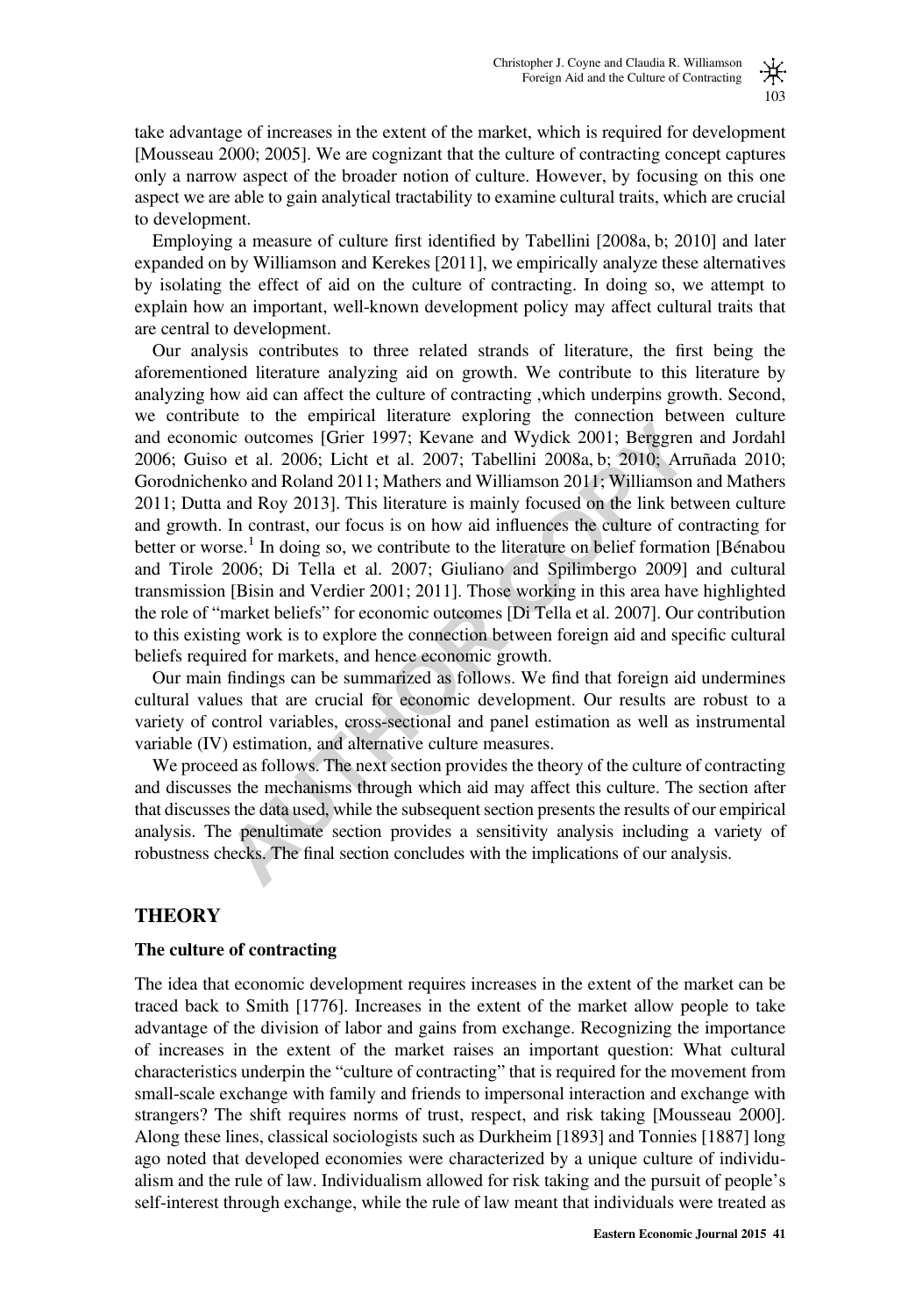take advantage of increases in the extent of the market, which is required for development [Mousseau 2000; 2005]. We are cognizant that the culture of contracting concept captures only a narrow aspect of the broader notion of culture. However, by focusing on this one aspect we are able to gain analytical tractability to examine cultural traits, which are crucial to development.

Employing a measure of culture first identified by Tabellini [2008a, b; 2010] and later expanded on by Williamson and Kerekes [2011], we empirically analyze these alternatives by isolating the effect of aid on the culture of contracting. In doing so, we attempt to explain how an important, well-known development policy may affect cultural traits that are central to development.

Our analysis contributes to three related strands of literature, the first being the aforementioned literature analyzing aid on growth. We contribute to this literature by analyzing how aid can affect the culture of contracting ,which underpins growth. Second, we contribute to the empirical literature exploring the connection between culture and economic outcomes [Grier 1997; Kevane and Wydick 2001; Berggren and Jordahl 2006; Guiso et al. 2006; Licht et al. 2007; Tabellini 2008a, b; 2010; Arruñada 2010; Gorodnichenko and Roland 2011; Mathers and Williamson 2011; Williamson and Mathers 2011; Dutta and Roy 2013]. This literature is mainly focused on the link between culture and growth. In contrast, our focus is on how aid influences the culture of contracting for better or worse.[1] In doing so, we contribute to the literature on belief formation [Bénabou and Tirole 2006; Di Tella et al. 2007; Giuliano and Spilimbergo 2009] and cultural transmission [Bisin and Verdier 2001; 2011]. Those working in this area have highlighted the role of "market beliefs" for economic outcomes [Di Tella et al. 2007]. Our contribution to this existing work is to explore the connection between foreign aid and specific cultural beliefs required for markets, and hence economic growth.

Our main findings can be summarized as follows. We find that foreign aid undermines cultural values that are crucial for economic development. Our results are robust to a variety of control variables, cross-sectional and panel estimation as well as instrumental variable (IV) estimation, and alternative culture measures.

We proceed as follows. The next section provides the theory of the culture of contracting and discusses the mechanisms through which aid may affect this culture. The section after that discusses the data used, while the subsequent section presents the results of our empirical analysis. The penultimate section provides a sensitivity analysis including a variety of robustness checks. The final section concludes with the implications of our analysis.

## THEORY

### The culture of contracting

The idea that economic development requires increases in the extent of the market can be traced back to Smith [1776]. Increases in the extent of the market allow people to take advantage of the division of labor and gains from exchange. Recognizing the importance of increases in the extent of the market raises an important question: What cultural characteristics underpin the "culture of contracting" that is required for the movement from small-scale exchange with family and friends to impersonal interaction and exchange with strangers? The shift requires norms of trust, respect, and risk taking [Mousseau 2000]. Along these lines, classical sociologists such as Durkheim [1893] and Tonnies [1887] long ago noted that developed economies were characterized by a unique culture of individualism and the rule of law. Individualism allowed for risk taking and the pursuit of people's self-interest through exchange, while the rule of law meant that individuals were treated as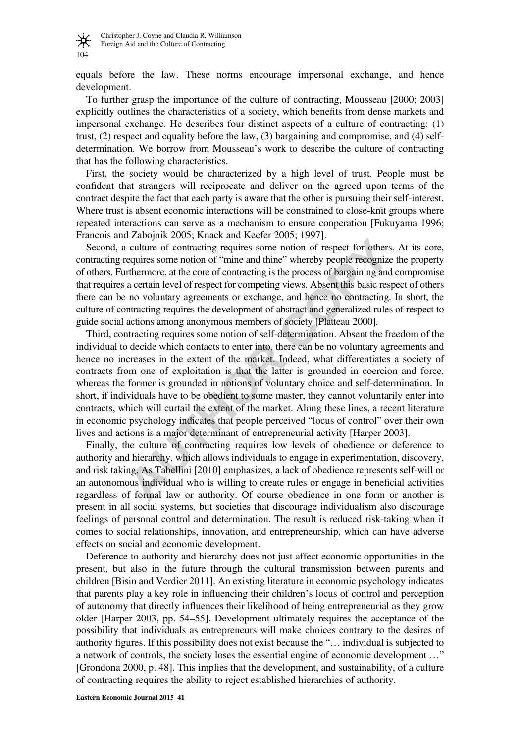equals before the law. These norms encourage impersonal exchange, and hence development.

To further grasp the importance of the culture of contracting, Mousseau [2000; 2003] explicitly outlines the characteristics of a society, which benefits from dense markets and impersonal exchange. He describes four distinct aspects of a culture of contracting: (1) trust, (2) respect and equality before the law, (3) bargaining and compromise, and (4) self-determination. We borrow from Mousseau's work to describe the culture of contracting that has the following characteristics.

First, the society would be characterized by a high level of trust. People must be confident that strangers will reciprocate and deliver on the agreed upon terms of the contract despite the fact that each party is aware that the other is pursuing their self-interest. Where trust is absent economic interactions will be constrained to close-knit groups where repeated interactions can serve as a mechanism to ensure cooperation [Fukuyama 1996; Francois and Zabojnik 2005; Knack and Keefer 2005; 1997].

Second, a culture of contracting requires some notion of respect for others. At its core, contracting requires some notion of "mine and thine" whereby people recognize the property of others. Furthermore, at the core of contracting is the process of bargaining and compromise that requires a certain level of respect for competing views. Absent this basic respect of others there can be no voluntary agreements or exchange, and hence no contracting. In short, the culture of contracting requires the development of abstract and generalized rules of respect to guide social actions among anonymous members of society [Platteau 2000].

Third, contracting requires some notion of self-determination. Absent the freedom of the individual to decide which contacts to enter into, there can be no voluntary agreements and hence no increases in the extent of the market. Indeed, what differentiates a society of contracts from one of exploitation is that the latter is grounded in coercion and force, whereas the former is grounded in notions of voluntary choice and self-determination. In short, if individuals have to be obedient to some master, they cannot voluntarily enter into contracts, which will curtail the extent of the market. Along these lines, a recent literature in economic psychology indicates that people perceived "locus of control" over their own lives and actions is a major determinant of entrepreneurial activity [Harper 2003].

Finally, the culture of contracting requires low levels of obedience or deference to authority and hierarchy, which allows individuals to engage in experimentation, discovery, and risk taking. As Tabellini [2010] emphasizes, a lack of obedience represents self-will or an autonomous individual who is willing to create rules or engage in beneficial activities regardless of formal law or authority. Of course obedience in one form or another is present in all social systems, but societies that discourage individualism also discourage feelings of personal control and determination. The result is reduced risk-taking when it comes to social relationships, innovation, and entrepreneurship, which can have adverse effects on social and economic development.

Deference to authority and hierarchy does not just affect economic opportunities in the present, but also in the future through the cultural transmission between parents and children [Bisin and Verdier 2011]. An existing literature in economic psychology indicates that parents play a key role in influencing their children's locus of control and perception of autonomy that directly influences their likelihood of being entrepreneurial as they grow older [Harper 2003, pp. 54–55]. Development ultimately requires the acceptance of the possibility that individuals as entrepreneurs will make choices contrary to the desires of authority figures. If this possibility does not exist because the "… individual is subjected to a network of controls, the society loses the essential engine of economic development …" [Grondona 2000, p. 48]. This implies that the development, and sustainability, of a culture of contracting requires the ability to reject established hierarchies of authority.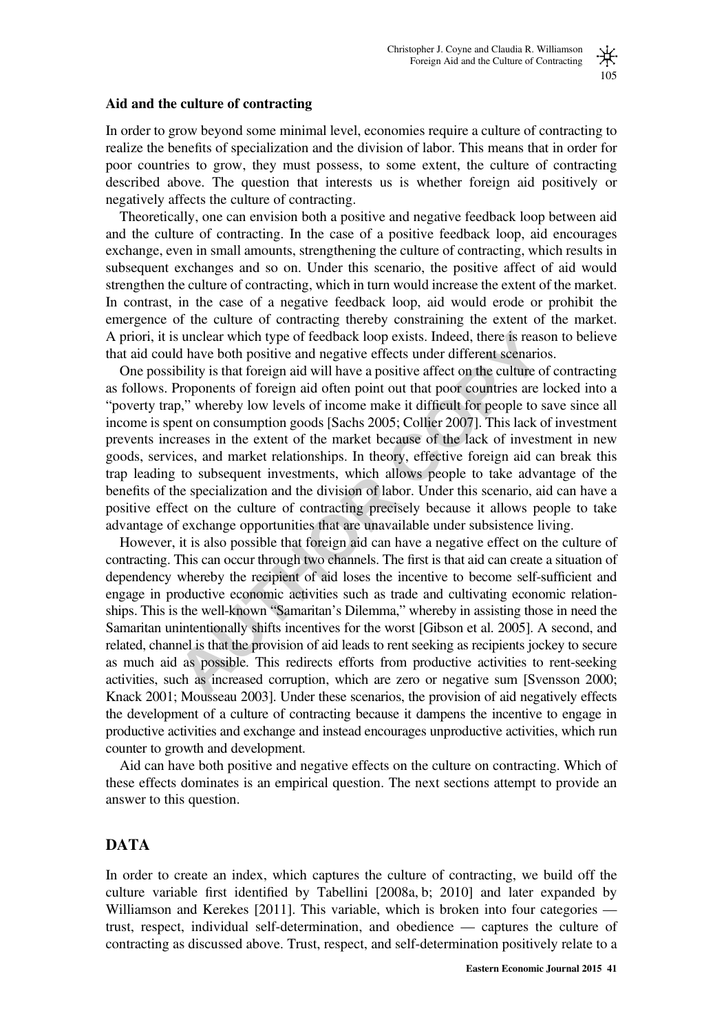### Aid and the culture of contracting

In order to grow beyond some minimal level, economies require a culture of contracting to realize the benefits of specialization and the division of labor. This means that in order for poor countries to grow, they must possess, to some extent, the culture of contracting described above. The question that interests us is whether foreign aid positively or negatively affects the culture of contracting.

Theoretically, one can envision both a positive and negative feedback loop between aid and the culture of contracting. In the case of a positive feedback loop, aid encourages exchange, even in small amounts, strengthening the culture of contracting, which results in subsequent exchanges and so on. Under this scenario, the positive affect of aid would strengthen the culture of contracting, which in turn would increase the extent of the market. In contrast, in the case of a negative feedback loop, aid would erode or prohibit the emergence of the culture of contracting thereby constraining the extent of the market. A priori, it is unclear which type of feedback loop exists. Indeed, there is reason to believe that aid could have both positive and negative effects under different scenarios.

One possibility is that foreign aid will have a positive affect on the culture of contracting as follows. Proponents of foreign aid often point out that poor countries are locked into a "poverty trap," whereby low levels of income make it difficult for people to save since all income is spent on consumption goods [Sachs 2005; Collier 2007]. This lack of investment prevents increases in the extent of the market because of the lack of investment in new goods, services, and market relationships. In theory, effective foreign aid can break this trap leading to subsequent investments, which allows people to take advantage of the benefits of the specialization and the division of labor. Under this scenario, aid can have a positive effect on the culture of contracting precisely because it allows people to take advantage of exchange opportunities that are unavailable under subsistence living.

However, it is also possible that foreign aid can have a negative effect on the culture of contracting. This can occur through two channels. The first is that aid can create a situation of dependency whereby the recipient of aid loses the incentive to become self-sufficient and engage in productive economic activities such as trade and cultivating economic relationships. This is the well-known "Samaritan's Dilemma," whereby in assisting those in need the Samaritan unintentionally shifts incentives for the worst [Gibson et al. 2005]. A second, and related, channel is that the provision of aid leads to rent seeking as recipients jockey to secure as much aid as possible. This redirects efforts from productive activities to rent-seeking activities, such as increased corruption, which are zero or negative sum [Svensson 2000; Knack 2001; Mousseau 2003]. Under these scenarios, the provision of aid negatively effects the development of a culture of contracting because it dampens the incentive to engage in productive activities and exchange and instead encourages unproductive activities, which run counter to growth and development.

Aid can have both positive and negative effects on the culture on contracting. Which of these effects dominates is an empirical question. The next sections attempt to provide an answer to this question.

## DATA

In order to create an index, which captures the culture of contracting, we build off the culture variable first identified by Tabellini [2008a, b; 2010] and later expanded by Williamson and Kerekes [2011]. This variable, which is broken into four categories — trust, respect, individual self-determination, and obedience — captures the culture of contracting as discussed above. Trust, respect, and self-determination positively relate to a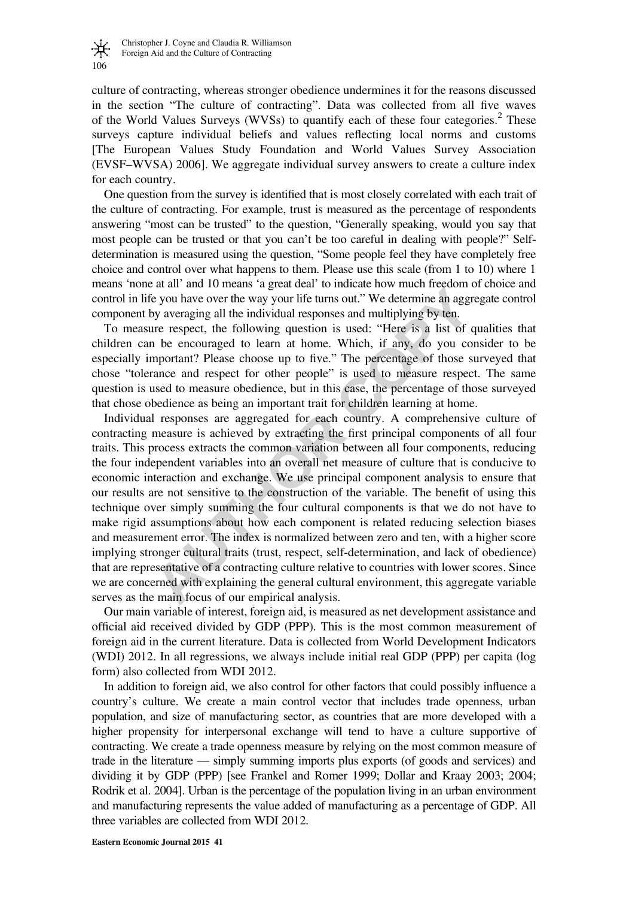culture of contracting, whereas stronger obedience undermines it for the reasons discussed in the section "The culture of contracting". Data was collected from all five waves of the World Values Surveys (WVSs) to quantify each of these four categories.[2] These surveys capture individual beliefs and values reflecting local norms and customs [The European Values Study Foundation and World Values Survey Association (EVSF–WVSA) 2006]. We aggregate individual survey answers to create a culture index for each country.

One question from the survey is identified that is most closely correlated with each trait of the culture of contracting. For example, trust is measured as the percentage of respondents answering "most can be trusted" to the question, "Generally speaking, would you say that most people can be trusted or that you can't be too careful in dealing with people?" Self-determination is measured using the question, "Some people feel they have completely free choice and control over what happens to them. Please use this scale (from 1 to 10) where 1 means 'none at all' and 10 means 'a great deal' to indicate how much freedom of choice and control in life you have over the way your life turns out." We determine an aggregate control component by averaging all the individual responses and multiplying by ten.

To measure respect, the following question is used: "Here is a list of qualities that children can be encouraged to learn at home. Which, if any, do you consider to be especially important? Please choose up to five." The percentage of those surveyed that chose "tolerance and respect for other people" is used to measure respect. The same question is used to measure obedience, but in this case, the percentage of those surveyed that chose obedience as being an important trait for children learning at home.

Individual responses are aggregated for each country. A comprehensive culture of contracting measure is achieved by extracting the first principal components of all four traits. This process extracts the common variation between all four components, reducing the four independent variables into an overall net measure of culture that is conducive to economic interaction and exchange. We use principal component analysis to ensure that our results are not sensitive to the construction of the variable. The benefit of using this technique over simply summing the four cultural components is that we do not have to make rigid assumptions about how each component is related reducing selection biases and measurement error. The index is normalized between zero and ten, with a higher score implying stronger cultural traits (trust, respect, self-determination, and lack of obedience) that are representative of a contracting culture relative to countries with lower scores. Since we are concerned with explaining the general cultural environment, this aggregate variable serves as the main focus of our empirical analysis.

Our main variable of interest, foreign aid, is measured as net development assistance and official aid received divided by GDP (PPP). This is the most common measurement of foreign aid in the current literature. Data is collected from World Development Indicators (WDI) 2012. In all regressions, we always include initial real GDP (PPP) per capita (log form) also collected from WDI 2012.

In addition to foreign aid, we also control for other factors that could possibly influence a country's culture. We create a main control vector that includes trade openness, urban population, and size of manufacturing sector, as countries that are more developed with a higher propensity for interpersonal exchange will tend to have a culture supportive of contracting. We create a trade openness measure by relying on the most common measure of trade in the literature — simply summing imports plus exports (of goods and services) and dividing it by GDP (PPP) [see Frankel and Romer 1999; Dollar and Kraay 2003; 2004; Rodrik et al. 2004]. Urban is the percentage of the population living in an urban environment and manufacturing represents the value added of manufacturing as a percentage of GDP. All three variables are collected from WDI 2012.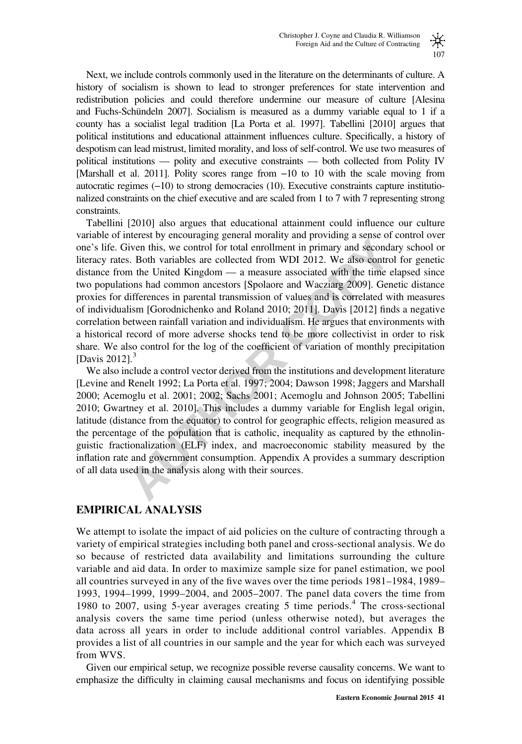Next, we include controls commonly used in the literature on the determinants of culture. A history of socialism is shown to lead to stronger preferences for state intervention and redistribution policies and could therefore undermine our measure of culture [Alesina and Fuchs-Schündeln 2007]. Socialism is measured as a dummy variable equal to 1 if a county has a socialist legal tradition [La Porta et al. 1997]. Tabellini [2010] argues that political institutions and educational attainment influences culture. Specifically, a history of despotism can lead mistrust, limited morality, and loss of self-control. We use two measures of political institutions — polity and executive constraints — both collected from Polity IV [Marshall et al. 2011]. Polity scores range from −10 to 10 with the scale moving from autocratic regimes (−10) to strong democracies (10). Executive constraints capture institutionalized constraints on the chief executive and are scaled from 1 to 7 with 7 representing strong constraints.

Tabellini [2010] also argues that educational attainment could influence our culture variable of interest by encouraging general morality and providing a sense of control over one's life. Given this, we control for total enrollment in primary and secondary school or literacy rates. Both variables are collected from WDI 2012. We also control for genetic distance from the United Kingdom — a measure associated with the time elapsed since two populations had common ancestors [Spolaore and Wacziarg 2009]. Genetic distance proxies for differences in parental transmission of values and is correlated with measures of individualism [Gorodnichenko and Roland 2010; 2011]. Davis [2012] finds a negative correlation between rainfall variation and individualism. He argues that environments with a historical record of more adverse shocks tend to be more collectivist in order to risk share. We also control for the log of the coefficient of variation of monthly precipitation [Davis 2012].[3]

We also include a control vector derived from the institutions and development literature [Levine and Renelt 1992; La Porta et al. 1997; 2004; Dawson 1998; Jaggers and Marshall 2000; Acemoglu et al. 2001; 2002; Sachs 2001; Acemoglu and Johnson 2005; Tabellini 2010; Gwartney et al. 2010]. This includes a dummy variable for English legal origin, latitude (distance from the equator) to control for geographic effects, religion measured as the percentage of the population that is catholic, inequality as captured by the ethnolinguistic fractionalization (ELF) index, and macroeconomic stability measured by the inflation rate and government consumption. Appendix A provides a summary description of all data used in the analysis along with their sources.

## EMPIRICAL ANALYSIS

We attempt to isolate the impact of aid policies on the culture of contracting through a variety of empirical strategies including both panel and cross-sectional analysis. We do so because of restricted data availability and limitations surrounding the culture variable and aid data. In order to maximize sample size for panel estimation, we pool all countries surveyed in any of the five waves over the time periods 1981–1984, 1989–1993, 1994–1999, 1999–2004, and 2005–2007. The panel data covers the time from 1980 to 2007, using 5-year averages creating 5 time periods.[4] The cross-sectional analysis covers the same time period (unless otherwise noted), but averages the data across all years in order to include additional control variables. Appendix B provides a list of all countries in our sample and the year for which each was surveyed from WVS.

Given our empirical setup, we recognize possible reverse causality concerns. We want to emphasize the difficulty in claiming causal mechanisms and focus on identifying possible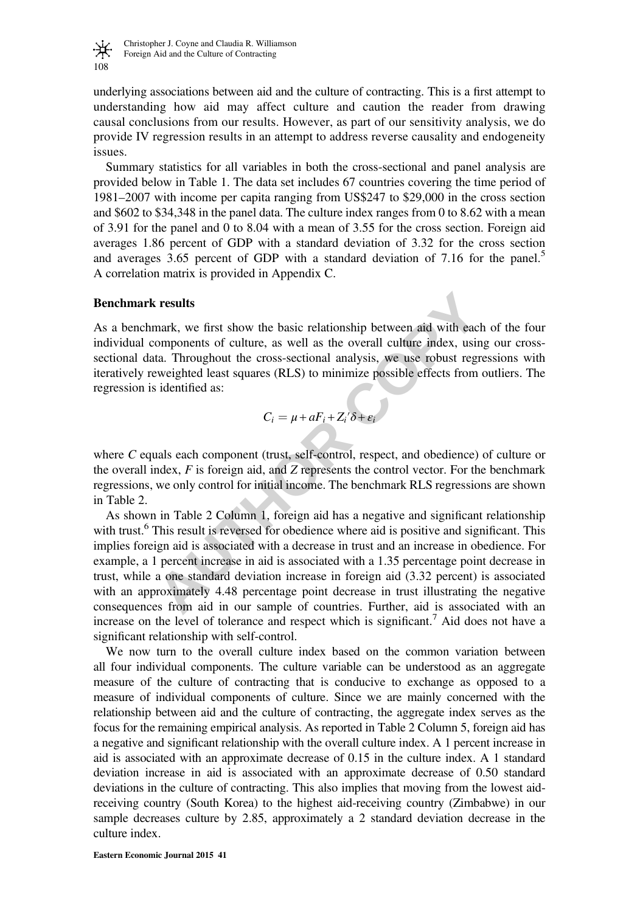underlying associations between aid and the culture of contracting. This is a first attempt to understanding how aid may affect culture and caution the reader from drawing causal conclusions from our results. However, as part of our sensitivity analysis, we do provide IV regression results in an attempt to address reverse causality and endogeneity issues.

Summary statistics for all variables in both the cross-sectional and panel analysis are provided below in Table 1. The data set includes 67 countries covering the time period of 1981–2007 with income per capita ranging from US$247 to $29,000 in the cross section and $602 to $34,348 in the panel data. The culture index ranges from 0 to 8.62 with a mean of 3.91 for the panel and 0 to 8.04 with a mean of 3.55 for the cross section. Foreign aid averages 1.86 percent of GDP with a standard deviation of 3.32 for the cross section and averages 3.65 percent of GDP with a standard deviation of 7.16 for the panel.[5] A correlation matrix is provided in Appendix C.

### Benchmark results

As a benchmark, we first show the basic relationship between aid with each of the four individual components of culture, as well as the overall culture index, using our cross-sectional data. Throughout the cross-sectional analysis, we use robust regressions with iteratively reweighted least squares (RLS) to minimize possible effects from outliers. The regression is identified as:

$$C_i = \mu + aF_i + Z_i'\delta + \varepsilon_i$$

where $C$ equals each component (trust, self-control, respect, and obedience) of culture or the overall index, $F$ is foreign aid, and $Z$ represents the control vector. For the benchmark regressions, we only control for initial income. The benchmark RLS regressions are shown in Table 2.

As shown in Table 2 Column 1, foreign aid has a negative and significant relationship with trust.[6] This result is reversed for obedience where aid is positive and significant. This implies foreign aid is associated with a decrease in trust and an increase in obedience. For example, a 1 percent increase in aid is associated with a 1.35 percentage point decrease in trust, while a one standard deviation increase in foreign aid (3.32 percent) is associated with an approximately 4.48 percentage point decrease in trust illustrating the negative consequences from aid in our sample of countries. Further, aid is associated with an increase on the level of tolerance and respect which is significant.[7] Aid does not have a significant relationship with self-control.

We now turn to the overall culture index based on the common variation between all four individual components. The culture variable can be understood as an aggregate measure of the culture of contracting that is conducive to exchange as opposed to a measure of individual components of culture. Since we are mainly concerned with the relationship between aid and the culture of contracting, the aggregate index serves as the focus for the remaining empirical analysis. As reported in Table 2 Column 5, foreign aid has a negative and significant relationship with the overall culture index. A 1 percent increase in aid is associated with an approximate decrease of 0.15 in the culture index. A 1 standard deviation increase in aid is associated with an approximate decrease of 0.50 standard deviations in the culture of contracting. This also implies that moving from the lowest aid-receiving country (South Korea) to the highest aid-receiving country (Zimbabwe) in our sample decreases culture by 2.85, approximately a 2 standard deviation decrease in the culture index.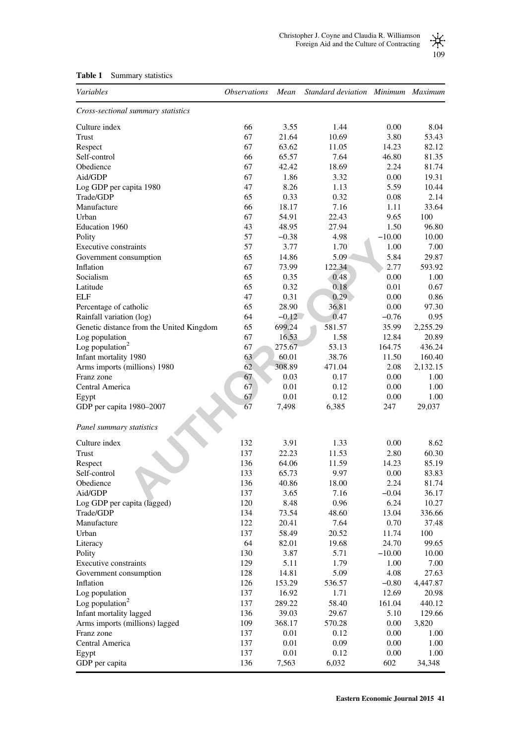**Table 1** Summary statistics

| *Variables* | *Observations* | *Mean* | *Standard deviation* | *Minimum* | *Maximum* |
|---|---|---|---|---|---|
| *Cross-sectional summary statistics* | | | | | |
| Culture index | 66 | 3.55 | 1.44 | 0.00 | 8.04 |
| Trust | 67 | 21.64 | 10.69 | 3.80 | 53.43 |
| Respect | 67 | 63.62 | 11.05 | 14.23 | 82.12 |
| Self-control | 66 | 65.57 | 7.64 | 46.80 | 81.35 |
| Obedience | 67 | 42.42 | 18.69 | 2.24 | 81.74 |
| Aid/GDP | 67 | 1.86 | 3.32 | 0.00 | 19.31 |
| Log GDP per capita 1980 | 47 | 8.26 | 1.13 | 5.59 | 10.44 |
| Trade/GDP | 65 | 0.33 | 0.32 | 0.08 | 2.14 |
| Manufacture | 66 | 18.17 | 7.16 | 1.11 | 33.64 |
| Urban | 67 | 54.91 | 22.43 | 9.65 | 100 |
| Education 1960 | 43 | 48.95 | 27.94 | 1.50 | 96.80 |
| Polity | 57 | −0.38 | 4.98 | −10.00 | 10.00 |
| Executive constraints | 57 | 3.77 | 1.70 | 1.00 | 7.00 |
| Government consumption | 65 | 14.86 | 5.09 | 5.84 | 29.87 |
| Inflation | 67 | 73.99 | 122.34 | 2.77 | 593.92 |
| Socialism | 65 | 0.35 | 0.48 | 0.00 | 1.00 |
| Latitude | 65 | 0.32 | 0.18 | 0.01 | 0.67 |
| ELF | 47 | 0.31 | 0.29 | 0.00 | 0.86 |
| Percentage of catholic | 65 | 28.90 | 36.81 | 0.00 | 97.30 |
| Rainfall variation (log) | 64 | −0.12 | 0.47 | −0.76 | 0.95 |
| Genetic distance from the United Kingdom | 65 | 699.24 | 581.57 | 35.99 | 2,255.29 |
| Log population | 67 | 16.53 | 1.58 | 12.84 | 20.89 |
| Log population$^2$ | 67 | 275.67 | 53.13 | 164.75 | 436.24 |
| Infant mortality 1980 | 63 | 60.01 | 38.76 | 11.50 | 160.40 |
| Arms imports (millions) 1980 | 62 | 308.89 | 471.04 | 2.08 | 2,132.15 |
| Franz zone | 67 | 0.03 | 0.17 | 0.00 | 1.00 |
| Central America | 67 | 0.01 | 0.12 | 0.00 | 1.00 |
| Egypt | 67 | 0.01 | 0.12 | 0.00 | 1.00 |
| GDP per capita 1980–2007 | 67 | 7,498 | 6,385 | 247 | 29,037 |
| *Panel summary statistics* | | | | | |
| Culture index | 132 | 3.91 | 1.33 | 0.00 | 8.62 |
| Trust | 137 | 22.23 | 11.53 | 2.80 | 60.30 |
| Respect | 136 | 64.06 | 11.59 | 14.23 | 85.19 |
| Self-control | 133 | 65.73 | 9.97 | 0.00 | 83.83 |
| Obedience | 136 | 40.86 | 18.00 | 2.24 | 81.74 |
| Aid/GDP | 137 | 3.65 | 7.16 | −0.04 | 36.17 |
| Log GDP per capita (lagged) | 120 | 8.48 | 0.96 | 6.24 | 10.27 |
| Trade/GDP | 134 | 73.54 | 48.60 | 13.04 | 336.66 |
| Manufacture | 122 | 20.41 | 7.64 | 0.70 | 37.48 |
| Urban | 137 | 58.49 | 20.52 | 11.74 | 100 |
| Literacy | 64 | 82.01 | 19.68 | 24.70 | 99.65 |
| Polity | 130 | 3.87 | 5.71 | −10.00 | 10.00 |
| Executive constraints | 129 | 5.11 | 1.79 | 1.00 | 7.00 |
| Government consumption | 128 | 14.81 | 5.09 | 4.08 | 27.63 |
| Inflation | 126 | 153.29 | 536.57 | −0.80 | 4,447.87 |
| Log population | 137 | 16.92 | 1.71 | 12.69 | 20.98 |
| Log population$^2$ | 137 | 289.22 | 58.40 | 161.04 | 440.12 |
| Infant mortality lagged | 136 | 39.03 | 29.67 | 5.10 | 129.66 |
| Arms imports (millions) lagged | 109 | 368.17 | 570.28 | 0.00 | 3,820 |
| Franz zone | 137 | 0.01 | 0.12 | 0.00 | 1.00 |
| Central America | 137 | 0.01 | 0.09 | 0.00 | 1.00 |
| Egypt | 137 | 0.01 | 0.12 | 0.00 | 1.00 |
| GDP per capita | 136 | 7,563 | 6,032 | 602 | 34,348 |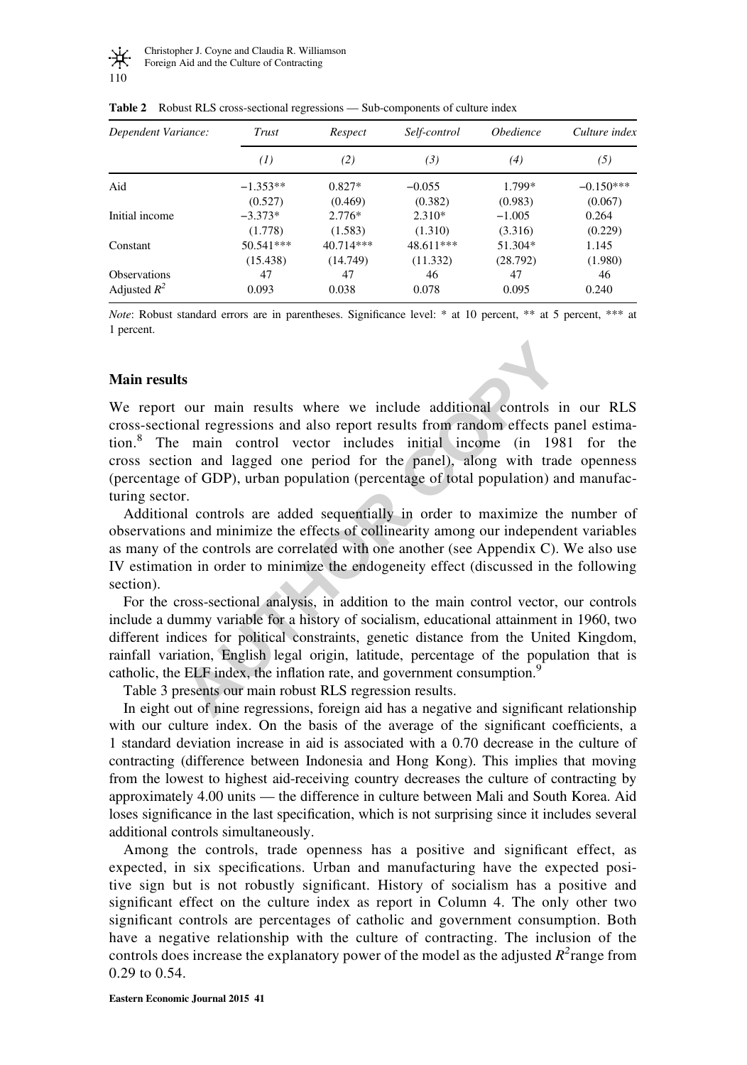**Table 2** Robust RLS cross-sectional regressions — Sub-components of culture index

| *Dependent Variance:* | *Trust* | *Respect* | *Self-control* | *Obedience* | *Culture index* |
|---|---|---|---|---|---|
| | *(1)* | *(2)* | *(3)* | *(4)* | *(5)* |
| Aid | −1.353** | 0.827* | −0.055 | 1.799* | −0.150*** |
| | (0.527) | (0.469) | (0.382) | (0.983) | (0.067) |
| Initial income | −3.373* | 2.776* | 2.310* | −1.005 | 0.264 |
| | (1.778) | (1.583) | (1.310) | (3.316) | (0.229) |
| Constant | 50.541*** | 40.714*** | 48.611*** | 51.304* | 1.145 |
| | (15.438) | (14.749) | (11.332) | (28.792) | (1.980) |
| Observations | 47 | 47 | 46 | 47 | 46 |
| Adjusted $R^2$ | 0.093 | 0.038 | 0.078 | 0.095 | 0.240 |

*Note*: Robust standard errors are in parentheses. Significance level: * at 10 percent, ** at 5 percent, *** at 1 percent.

### Main results

We report our main results where we include additional controls in our RLS cross-sectional regressions and also report results from random effects panel estimation.[8] The main control vector includes initial income (in 1981 for the cross section and lagged one period for the panel), along with trade openness (percentage of GDP), urban population (percentage of total population) and manufacturing sector.

Additional controls are added sequentially in order to maximize the number of observations and minimize the effects of collinearity among our independent variables as many of the controls are correlated with one another (see Appendix C). We also use IV estimation in order to minimize the endogeneity effect (discussed in the following section).

For the cross-sectional analysis, in addition to the main control vector, our controls include a dummy variable for a history of socialism, educational attainment in 1960, two different indices for political constraints, genetic distance from the United Kingdom, rainfall variation, English legal origin, latitude, percentage of the population that is catholic, the ELF index, the inflation rate, and government consumption.[9]

Table 3 presents our main robust RLS regression results.

In eight out of nine regressions, foreign aid has a negative and significant relationship with our culture index. On the basis of the average of the significant coefficients, a 1 standard deviation increase in aid is associated with a 0.70 decrease in the culture of contracting (difference between Indonesia and Hong Kong). This implies that moving from the lowest to highest aid-receiving country decreases the culture of contracting by approximately 4.00 units — the difference in culture between Mali and South Korea. Aid loses significance in the last specification, which is not surprising since it includes several additional controls simultaneously.

Among the controls, trade openness has a positive and significant effect, as expected, in six specifications. Urban and manufacturing have the expected positive sign but is not robustly significant. History of socialism has a positive and significant effect on the culture index as report in Column 4. The only other two significant controls are percentages of catholic and government consumption. Both have a negative relationship with the culture of contracting. The inclusion of the controls does increase the explanatory power of the model as the adjusted $R^2$ range from 0.29 to 0.54.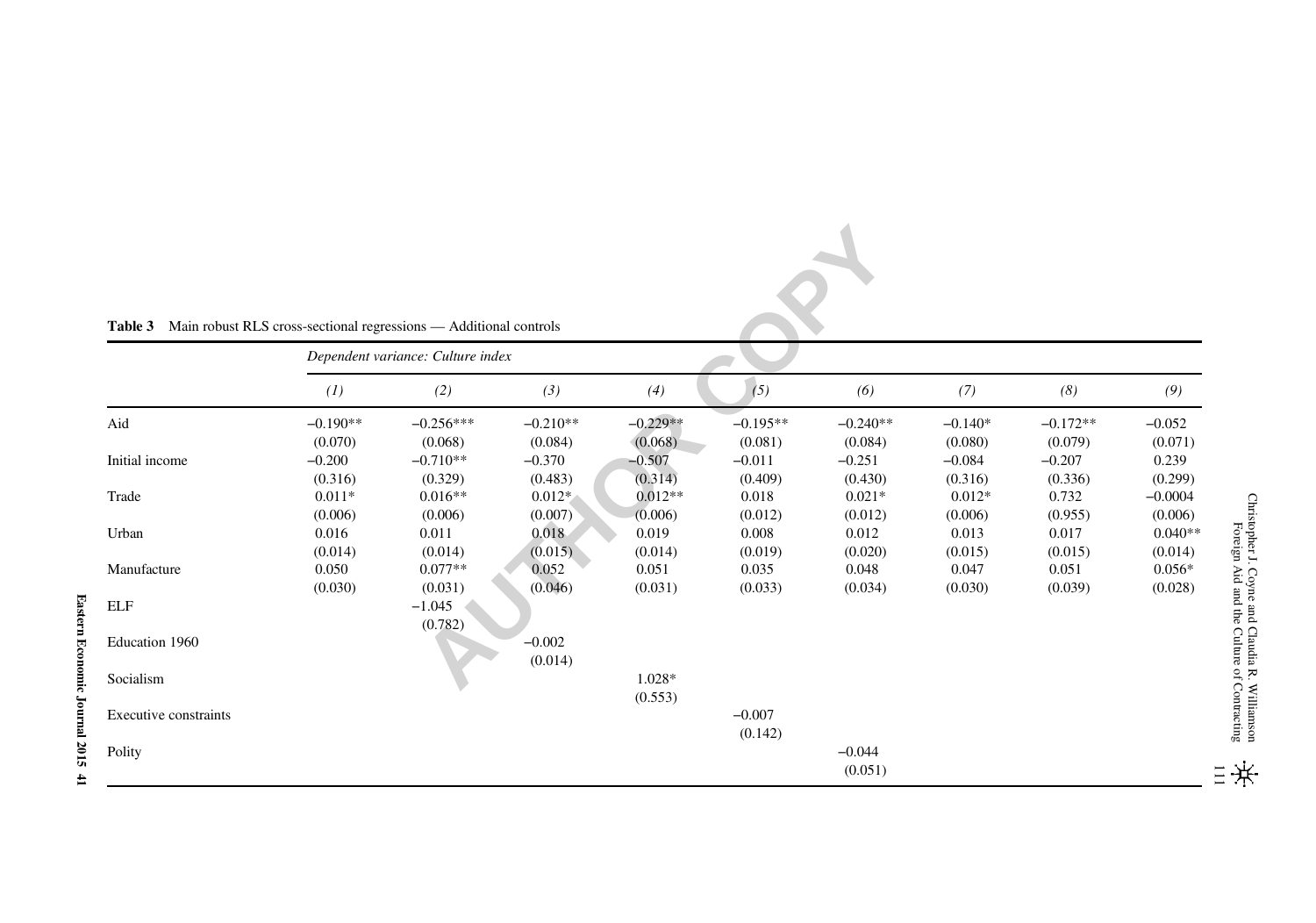**Table 3** Main robust RLS cross-sectional regressions — Additional controls

| | *Dependent variance: Culture index* | | | | | | | | |
|---|---|---|---|---|---|---|---|---|---|
| | *(1)* | *(2)* | *(3)* | *(4)* | *(5)* | *(6)* | *(7)* | *(8)* | *(9)* |
| Aid | −0.190** | −0.256*** | −0.210** | −0.229** | −0.195** | −0.240** | −0.140* | −0.172** | −0.052 |
| | (0.070) | (0.068) | (0.084) | (0.068) | (0.081) | (0.084) | (0.080) | (0.079) | (0.071) |
| Initial income | −0.200 | −0.710** | −0.370 | −0.507 | −0.011 | −0.251 | −0.084 | −0.207 | 0.239 |
| | (0.316) | (0.329) | (0.483) | (0.314) | (0.409) | (0.430) | (0.316) | (0.336) | (0.299) |
| Trade | 0.011* | 0.016** | 0.012* | 0.012** | 0.018 | 0.021* | 0.012* | 0.732 | −0.0004 |
| | (0.006) | (0.006) | (0.007) | (0.006) | (0.012) | (0.012) | (0.006) | (0.955) | (0.006) |
| Urban | 0.016 | 0.011 | 0.018 | 0.019 | 0.008 | 0.012 | 0.013 | 0.017 | 0.040** |
| | (0.014) | (0.014) | (0.015) | (0.014) | (0.019) | (0.020) | (0.015) | (0.015) | (0.014) |
| Manufacture | 0.050 | 0.077** | 0.052 | 0.051 | 0.035 | 0.048 | 0.047 | 0.051 | 0.056* |
| | (0.030) | (0.031) | (0.046) | (0.031) | (0.033) | (0.034) | (0.030) | (0.039) | (0.028) |
| ELF | | −1.045 | | | | | | | |
| | | (0.782) | | | | | | | |
| Education 1960 | | | −0.002 | | | | | | |
| | | | (0.014) | | | | | | |
| Socialism | | | | 1.028* | | | | | |
| | | | | (0.553) | | | | | |
| Executive constraints | | | | | −0.007 | | | | |
| | | | | | (0.142) | | | | |
| Polity | | | | | | −0.044 | | | |
| | | | | | | (0.051) | | | |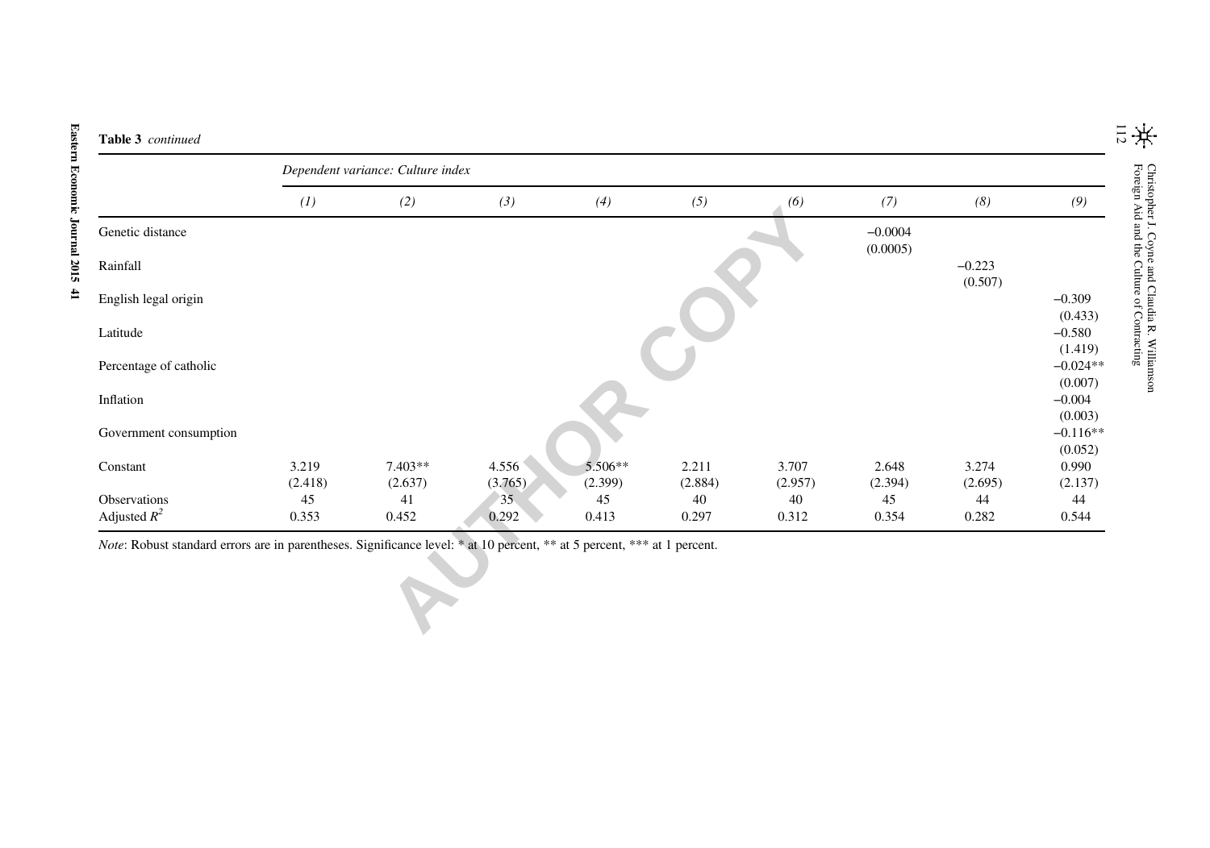**Table 3** *continued*

| | *Dependent variance: Culture index* | | | | | | | | |
|---|---|---|---|---|---|---|---|---|---|
| | *(1)* | *(2)* | *(3)* | *(4)* | *(5)* | *(6)* | *(7)* | *(8)* | *(9)* |
| Genetic distance | | | | | | | −0.0004 (0.0005) | | |
| Rainfall | | | | | | | | −0.223 (0.507) | |
| English legal origin | | | | | | | | | −0.309 (0.433) |
| Latitude | | | | | | | | | −0.580 (1.419) |
| Percentage of catholic | | | | | | | | | −0.024** (0.007) |
| Inflation | | | | | | | | | −0.004 (0.003) |
| Government consumption | | | | | | | | | −0.116** (0.052) |
| Constant | 3.219 (2.418) | 7.403** (2.637) | 4.556 (3.765) | 5.506** (2.399) | 2.211 (2.884) | 3.707 (2.957) | 2.648 (2.394) | 3.274 (2.695) | 0.990 (2.137) |
| Observations | 45 | 41 | 35 | 45 | 40 | 40 | 45 | 44 | 44 |
| Adjusted $R^2$ | 0.353 | 0.452 | 0.292 | 0.413 | 0.297 | 0.312 | 0.354 | 0.282 | 0.544 |

*Note*: Robust standard errors are in parentheses. Significance level: * at 10 percent, ** at 5 percent, *** at 1 percent.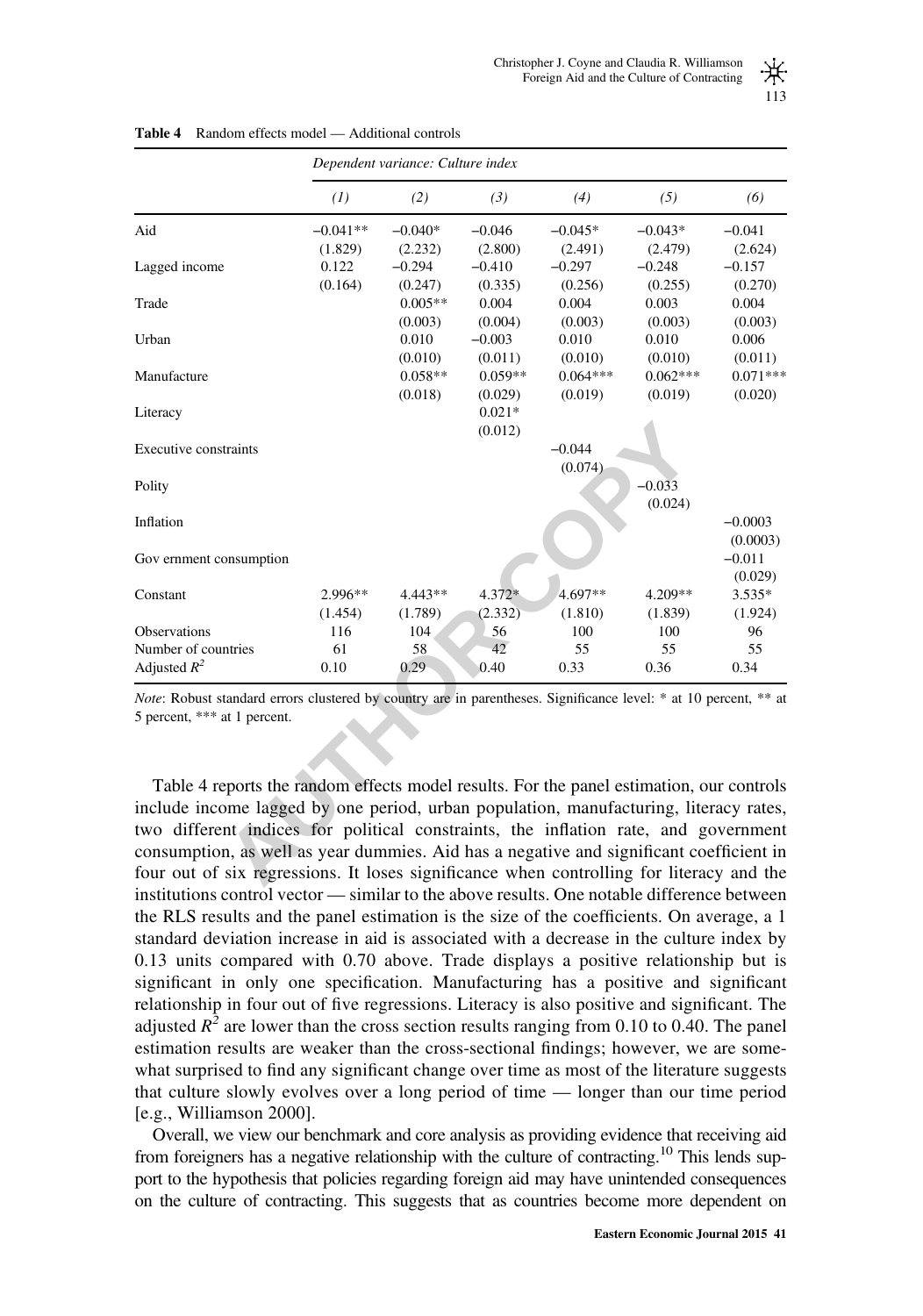**Table 4** Random effects model — Additional controls

| | *Dependent variance: Culture index* | | | | | |
|---|---|---|---|---|---|---|
| | *(1)* | *(2)* | *(3)* | *(4)* | *(5)* | *(6)* |
| Aid | −0.041** | −0.040* | −0.046 | −0.045* | −0.043* | −0.041 |
| | (1.829) | (2.232) | (2.800) | (2.491) | (2.479) | (2.624) |
| Lagged income | 0.122 | −0.294 | −0.410 | −0.297 | −0.248 | −0.157 |
| | (0.164) | (0.247) | (0.335) | (0.256) | (0.255) | (0.270) |
| Trade | | 0.005** | 0.004 | 0.004 | 0.003 | 0.004 |
| | | (0.003) | (0.004) | (0.003) | (0.003) | (0.003) |
| Urban | | 0.010 | −0.003 | 0.010 | 0.010 | 0.006 |
| | | (0.010) | (0.011) | (0.010) | (0.010) | (0.011) |
| Manufacture | | 0.058** | 0.059** | 0.064*** | 0.062*** | 0.071*** |
| | | (0.018) | (0.029) | (0.019) | (0.019) | (0.020) |
| Literacy | | | 0.021* | | | |
| | | | (0.012) | | | |
| Executive constraints | | | | −0.044 | | |
| | | | | (0.074) | | |
| Polity | | | | | −0.033 | |
| | | | | | (0.024) | |
| Inflation | | | | | | −0.0003 |
| | | | | | | (0.0003) |
| Gov ernment consumption | | | | | | −0.011 |
| | | | | | | (0.029) |
| Constant | 2.996** | 4.443** | 4.372* | 4.697** | 4.209** | 3.535* |
| | (1.454) | (1.789) | (2.332) | (1.810) | (1.839) | (1.924) |
| Observations | 116 | 104 | 56 | 100 | 100 | 96 |
| Number of countries | 61 | 58 | 42 | 55 | 55 | 55 |
| Adjusted $R^2$ | 0.10 | 0.29 | 0.40 | 0.33 | 0.36 | 0.34 |

*Note*: Robust standard errors clustered by country are in parentheses. Significance level: * at 10 percent, ** at 5 percent, *** at 1 percent.

Table 4 reports the random effects model results. For the panel estimation, our controls include income lagged by one period, urban population, manufacturing, literacy rates, two different indices for political constraints, the inflation rate, and government consumption, as well as year dummies. Aid has a negative and significant coefficient in four out of six regressions. It loses significance when controlling for literacy and the institutions control vector — similar to the above results. One notable difference between the RLS results and the panel estimation is the size of the coefficients. On average, a 1 standard deviation increase in aid is associated with a decrease in the culture index by 0.13 units compared with 0.70 above. Trade displays a positive relationship but is significant in only one specification. Manufacturing has a positive and significant relationship in four out of five regressions. Literacy is also positive and significant. The adjusted $R^2$ are lower than the cross section results ranging from 0.10 to 0.40. The panel estimation results are weaker than the cross-sectional findings; however, we are somewhat surprised to find any significant change over time as most of the literature suggests that culture slowly evolves over a long period of time — longer than our time period [e.g., Williamson 2000].

Overall, we view our benchmark and core analysis as providing evidence that receiving aid from foreigners has a negative relationship with the culture of contracting.[10] This lends support to the hypothesis that policies regarding foreign aid may have unintended consequences on the culture of contracting. This suggests that as countries become more dependent on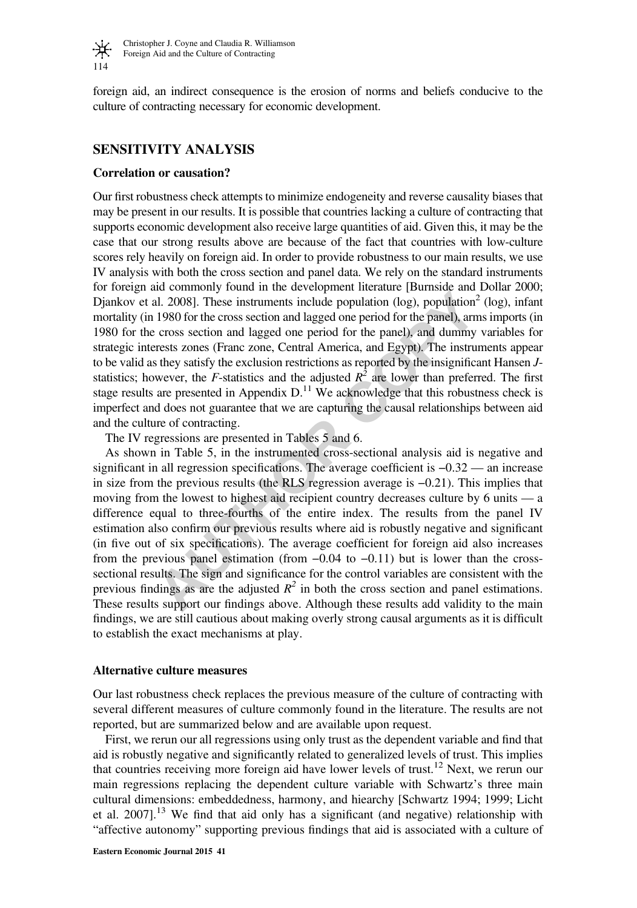foreign aid, an indirect consequence is the erosion of norms and beliefs conducive to the culture of contracting necessary for economic development.

## SENSITIVITY ANALYSIS

### Correlation or causation?

Our first robustness check attempts to minimize endogeneity and reverse causality biases that may be present in our results. It is possible that countries lacking a culture of contracting that supports economic development also receive large quantities of aid. Given this, it may be the case that our strong results above are because of the fact that countries with low-culture scores rely heavily on foreign aid. In order to provide robustness to our main results, we use IV analysis with both the cross section and panel data. We rely on the standard instruments for foreign aid commonly found in the development literature [Burnside and Dollar 2000; Djankov et al. 2008]. These instruments include population (log), population$^2$ (log), infant mortality (in 1980 for the cross section and lagged one period for the panel), arms imports (in 1980 for the cross section and lagged one period for the panel), and dummy variables for strategic interests zones (Franc zone, Central America, and Egypt). The instruments appear to be valid as they satisfy the exclusion restrictions as reported by the insignificant Hansen $J$-statistics; however, the $F$-statistics and the adjusted $R^2$ are lower than preferred. The first stage results are presented in Appendix D.[11] We acknowledge that this robustness check is imperfect and does not guarantee that we are capturing the causal relationships between aid and the culture of contracting.

The IV regressions are presented in Tables 5 and 6.

As shown in Table 5, in the instrumented cross-sectional analysis aid is negative and significant in all regression specifications. The average coefficient is −0.32 — an increase in size from the previous results (the RLS regression average is −0.21). This implies that moving from the lowest to highest aid recipient country decreases culture by 6 units — a difference equal to three-fourths of the entire index. The results from the panel IV estimation also confirm our previous results where aid is robustly negative and significant (in five out of six specifications). The average coefficient for foreign aid also increases from the previous panel estimation (from −0.04 to −0.11) but is lower than the cross-sectional results. The sign and significance for the control variables are consistent with the previous findings as are the adjusted $R^2$ in both the cross section and panel estimations. These results support our findings above. Although these results add validity to the main findings, we are still cautious about making overly strong causal arguments as it is difficult to establish the exact mechanisms at play.

### Alternative culture measures

Our last robustness check replaces the previous measure of the culture of contracting with several different measures of culture commonly found in the literature. The results are not reported, but are summarized below and are available upon request.

First, we rerun our all regressions using only trust as the dependent variable and find that aid is robustly negative and significantly related to generalized levels of trust. This implies that countries receiving more foreign aid have lower levels of trust.[12] Next, we rerun our main regressions replacing the dependent culture variable with Schwartz's three main cultural dimensions: embeddedness, harmony, and hiearchy [Schwartz 1994; 1999; Licht et al. 2007].[13] We find that aid only has a significant (and negative) relationship with "affective autonomy" supporting previous findings that aid is associated with a culture of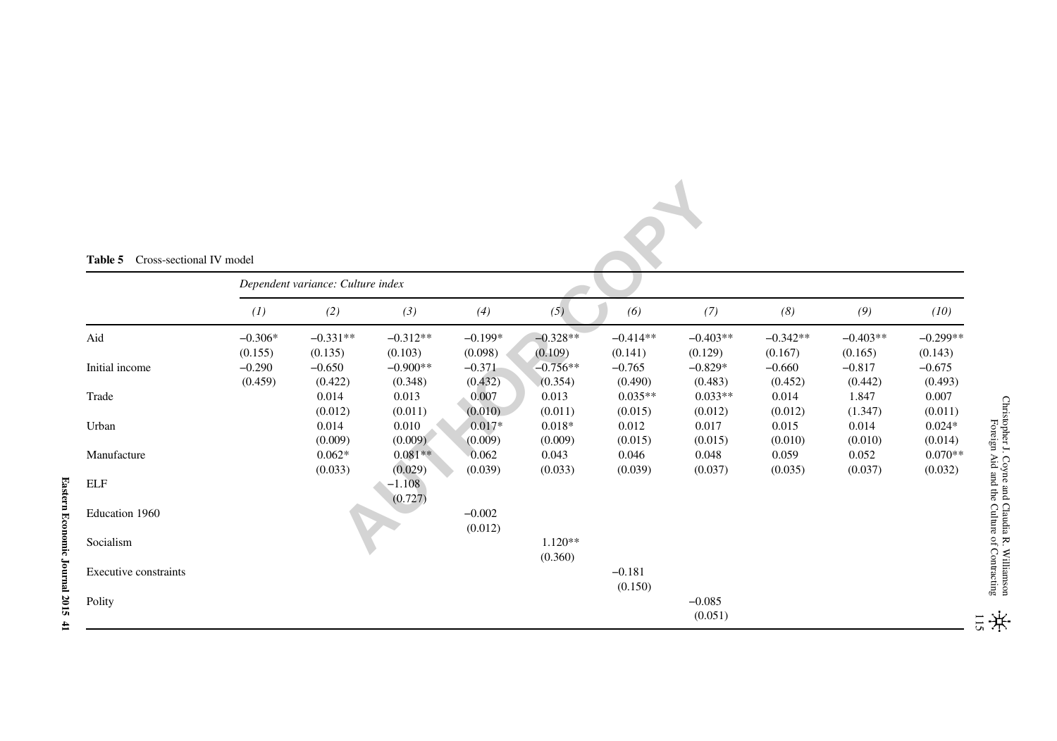**Table 5** Cross-sectional IV model

| | *Dependent variance: Culture index* | | | | | | | | | |
|---|---|---|---|---|---|---|---|---|---|---|
| | *(1)* | *(2)* | *(3)* | *(4)* | *(5)* | *(6)* | *(7)* | *(8)* | *(9)* | *(10)* |
| Aid | −0.306* | −0.331** | −0.312** | −0.199* | −0.328** | −0.414** | −0.403** | −0.342** | −0.403** | −0.299** |
| | (0.155) | (0.135) | (0.103) | (0.098) | (0.109) | (0.141) | (0.129) | (0.167) | (0.165) | (0.143) |
| Initial income | −0.290 | −0.650 | −0.900** | −0.371 | −0.756** | −0.765 | −0.829* | −0.660 | −0.817 | −0.675 |
| | (0.459) | (0.422) | (0.348) | (0.432) | (0.354) | (0.490) | (0.483) | (0.452) | (0.442) | (0.493) |
| Trade | | 0.014 | 0.013 | 0.007 | 0.013 | 0.035** | 0.033** | 0.014 | 1.847 | 0.007 |
| | | (0.012) | (0.011) | (0.010) | (0.011) | (0.015) | (0.012) | (0.012) | (1.347) | (0.011) |
| Urban | | 0.014 | 0.010 | 0.017* | 0.018* | 0.012 | 0.017 | 0.015 | 0.014 | 0.024* |
| | | (0.009) | (0.009) | (0.009) | (0.009) | (0.015) | (0.015) | (0.010) | (0.010) | (0.014) |
| Manufacture | | 0.062* | 0.081** | 0.062 | 0.043 | 0.046 | 0.048 | 0.059 | 0.052 | 0.070** |
| | | (0.033) | (0.029) | (0.039) | (0.033) | (0.039) | (0.037) | (0.035) | (0.037) | (0.032) |
| ELF | | | −1.108 | | | | | | | |
| | | | (0.727) | | | | | | | |
| Education 1960 | | | | −0.002 | | | | | | |
| | | | | (0.012) | | | | | | |
| Socialism | | | | | 1.120** | | | | | |
| | | | | | (0.360) | | | | | |
| Executive constraints | | | | | | −0.181 | | | | |
| | | | | | | (0.150) | | | | |
| Polity | | | | | | | −0.085 | | | |
| | | | | | | | (0.051) | | | |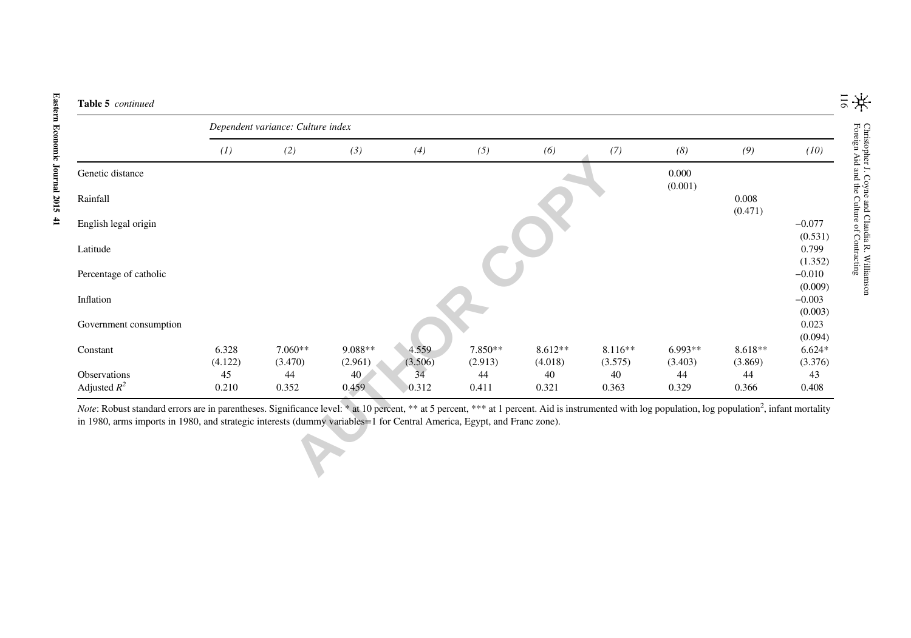**Table 5** *continued*

| | *Dependent variance: Culture index* | | | | | | | | | |
|---|---|---|---|---|---|---|---|---|---|---|
| | *(1)* | *(2)* | *(3)* | *(4)* | *(5)* | *(6)* | *(7)* | *(8)* | *(9)* | *(10)* |
| Genetic distance | | | | | | | | 0.000 | | |
| | | | | | | | | (0.001) | | |
| Rainfall | | | | | | | | | 0.008 | |
| | | | | | | | | | (0.471) | |
| English legal origin | | | | | | | | | | −0.077 |
| | | | | | | | | | | (0.531) |
| Latitude | | | | | | | | | | 0.799 |
| | | | | | | | | | | (1.352) |
| Percentage of catholic | | | | | | | | | | −0.010 |
| | | | | | | | | | | (0.009) |
| Inflation | | | | | | | | | | −0.003 |
| | | | | | | | | | | (0.003) |
| Government consumption | | | | | | | | | | 0.023 |
| | | | | | | | | | | (0.094) |
| Constant | 6.328 | 7.060** | 9.088** | 4.559 | 7.850** | 8.612** | 8.116** | 6.993** | 8.618** | 6.624* |
| | (4.122) | (3.470) | (2.961) | (3.506) | (2.913) | (4.018) | (3.575) | (3.403) | (3.869) | (3.376) |
| Observations | 45 | 44 | 40 | 34 | 44 | 40 | 40 | 44 | 44 | 43 |
| Adjusted $R^2$ | 0.210 | 0.352 | 0.459 | 0.312 | 0.411 | 0.321 | 0.363 | 0.329 | 0.366 | 0.408 |

*Note*: Robust standard errors are in parentheses. Significance level: * at 10 percent, ** at 5 percent, *** at 1 percent. Aid is instrumented with log population, log population$^2$, infant mortality in 1980, arms imports in 1980, and strategic interests (dummy variables=1 for Central America, Egypt, and Franc zone).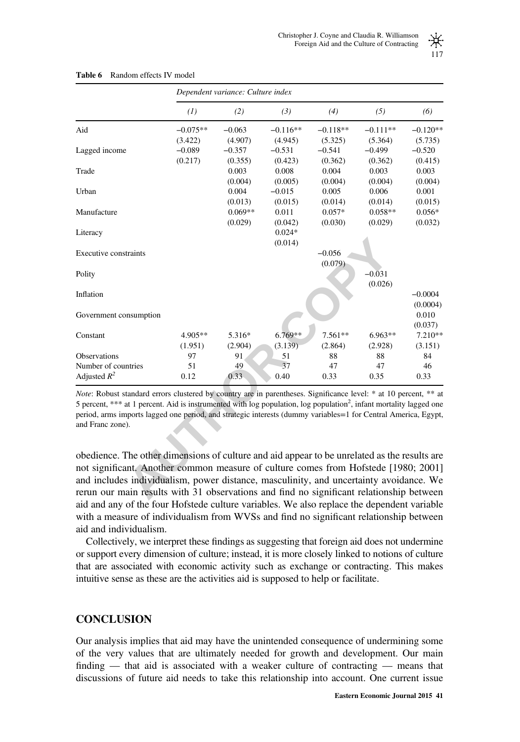**Table 6** Random effects IV model

| | *Dependent variance: Culture index* | | | | | |
|---|---|---|---|---|---|---|
| | *(1)* | *(2)* | *(3)* | *(4)* | *(5)* | *(6)* |
| Aid | −0.075** | −0.063 | −0.116** | −0.118** | −0.111** | −0.120** |
| | (3.422) | (4.907) | (4.945) | (5.325) | (5.364) | (5.735) |
| Lagged income | −0.089 | −0.357 | −0.531 | −0.541 | −0.499 | −0.520 |
| | (0.217) | (0.355) | (0.423) | (0.362) | (0.362) | (0.415) |
| Trade | | 0.003 | 0.008 | 0.004 | 0.003 | 0.003 |
| | | (0.004) | (0.005) | (0.004) | (0.004) | (0.004) |
| Urban | | 0.004 | −0.015 | 0.005 | 0.006 | 0.001 |
| | | (0.013) | (0.015) | (0.014) | (0.014) | (0.015) |
| Manufacture | | 0.069** | 0.011 | 0.057* | 0.058** | 0.056* |
| | | (0.029) | (0.042) | (0.030) | (0.029) | (0.032) |
| Literacy | | | 0.024* | | | |
| | | | (0.014) | | | |
| Executive constraints | | | | −0.056 | | |
| | | | | (0.079) | | |
| Polity | | | | | −0.031 | |
| | | | | | (0.026) | |
| Inflation | | | | | | −0.0004 |
| | | | | | | (0.0004) |
| Government consumption | | | | | | 0.010 |
| | | | | | | (0.037) |
| Constant | 4.905** | 5.316* | 6.769** | 7.561** | 6.963** | 7.210** |
| | (1.951) | (2.904) | (3.139) | (2.864) | (2.928) | (3.151) |
| Observations | 97 | 91 | 51 | 88 | 88 | 84 |
| Number of countries | 51 | 49 | 37 | 47 | 47 | 46 |
| Adjusted $R^2$ | 0.12 | 0.33 | 0.40 | 0.33 | 0.35 | 0.33 |

*Note*: Robust standard errors clustered by country are in parentheses. Significance level: * at 10 percent, ** at 5 percent, *** at 1 percent. Aid is instrumented with log population, log population$^2$, infant mortality lagged one period, arms imports lagged one period, and strategic interests (dummy variables=1 for Central America, Egypt, and Franc zone).

obedience. The other dimensions of culture and aid appear to be unrelated as the results are not significant. Another common measure of culture comes from Hofstede [1980; 2001] and includes individualism, power distance, masculinity, and uncertainty avoidance. We rerun our main results with 31 observations and find no significant relationship between aid and any of the four Hofstede culture variables. We also replace the dependent variable with a measure of individualism from WVSs and find no significant relationship between aid and individualism.

Collectively, we interpret these findings as suggesting that foreign aid does not undermine or support every dimension of culture; instead, it is more closely linked to notions of culture that are associated with economic activity such as exchange or contracting. This makes intuitive sense as these are the activities aid is supposed to help or facilitate.

## CONCLUSION

Our analysis implies that aid may have the unintended consequence of undermining some of the very values that are ultimately needed for growth and development. Our main finding — that aid is associated with a weaker culture of contracting — means that discussions of future aid needs to take this relationship into account. One current issue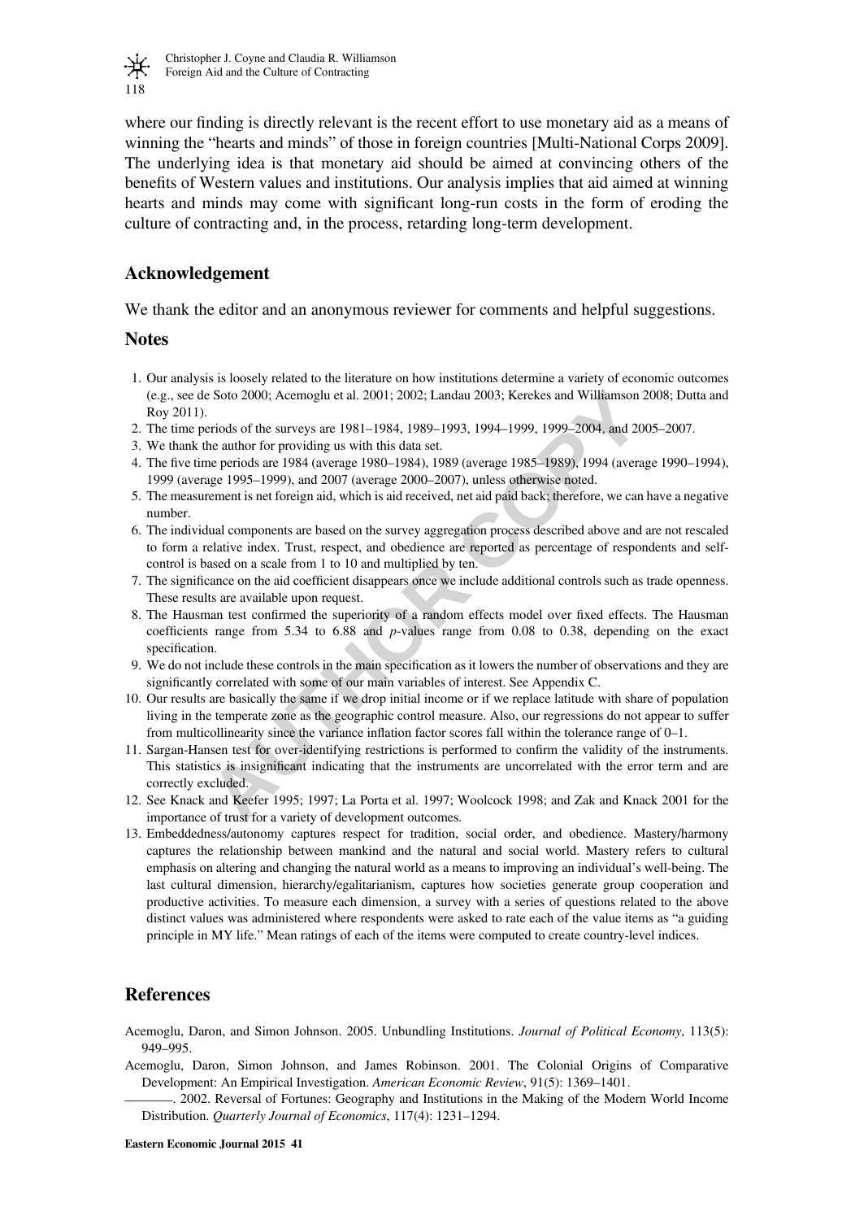where our finding is directly relevant is the recent effort to use monetary aid as a means of winning the "hearts and minds" of those in foreign countries [Multi-National Corps 2009]. The underlying idea is that monetary aid should be aimed at convincing others of the benefits of Western values and institutions. Our analysis implies that aid aimed at winning hearts and minds may come with significant long-run costs in the form of eroding the culture of contracting and, in the process, retarding long-term development.

## Acknowledgement

We thank the editor and an anonymous reviewer for comments and helpful suggestions.

## Notes

1. Our analysis is loosely related to the literature on how institutions determine a variety of economic outcomes (e.g., see de Soto 2000; Acemoglu et al. 2001; 2002; Landau 2003; Kerekes and Williamson 2008; Dutta and Roy 2011).
2. The time periods of the surveys are 1981–1984, 1989–1993, 1994–1999, 1999–2004, and 2005–2007.
3. We thank the author for providing us with this data set.
4. The five time periods are 1984 (average 1980–1984), 1989 (average 1985–1989), 1994 (average 1990–1994), 1999 (average 1995–1999), and 2007 (average 2000–2007), unless otherwise noted.
5. The measurement is net foreign aid, which is aid received, net aid paid back; therefore, we can have a negative number.
6. The individual components are based on the survey aggregation process described above and are not rescaled to form a relative index. Trust, respect, and obedience are reported as percentage of respondents and self-control is based on a scale from 1 to 10 and multiplied by ten.
7. The significance on the aid coefficient disappears once we include additional controls such as trade openness. These results are available upon request.
8. The Hausman test confirmed the superiority of a random effects model over fixed effects. The Hausman coefficients range from 5.34 to 6.88 and *p*-values range from 0.08 to 0.38, depending on the exact specification.
9. We do not include these controls in the main specification as it lowers the number of observations and they are significantly correlated with some of our main variables of interest. See Appendix C.
10. Our results are basically the same if we drop initial income or if we replace latitude with share of population living in the temperate zone as the geographic control measure. Also, our regressions do not appear to suffer from multicollinearity since the variance inflation factor scores fall within the tolerance range of 0–1.
11. Sargan-Hansen test for over-identifying restrictions is performed to confirm the validity of the instruments. This statistics is insignificant indicating that the instruments are uncorrelated with the error term and are correctly excluded.
12. See Knack and Keefer 1995; 1997; La Porta et al. 1997; Woolcock 1998; and Zak and Knack 2001 for the importance of trust for a variety of development outcomes.
13. Embeddedness/autonomy captures respect for tradition, social order, and obedience. Mastery/harmony captures the relationship between mankind and the natural and social world. Mastery refers to cultural emphasis on altering and changing the natural world as a means to improving an individual's well-being. The last cultural dimension, hierarchy/egalitarianism, captures how societies generate group cooperation and productive activities. To measure each dimension, a survey with a series of questions related to the above distinct values was administered where respondents were asked to rate each of the value items as "a guiding principle in MY life." Mean ratings of each of the items were computed to create country-level indices.

## References

Acemoglu, Daron, and Simon Johnson. 2005. Unbundling Institutions. *Journal of Political Economy*, 113(5): 949–995.

Acemoglu, Daron, Simon Johnson, and James Robinson. 2001. The Colonial Origins of Comparative Development: An Empirical Investigation. *American Economic Review*, 91(5): 1369–1401.

———. 2002. Reversal of Fortunes: Geography and Institutions in the Making of the Modern World Income Distribution. *Quarterly Journal of Economics*, 117(4): 1231–1294.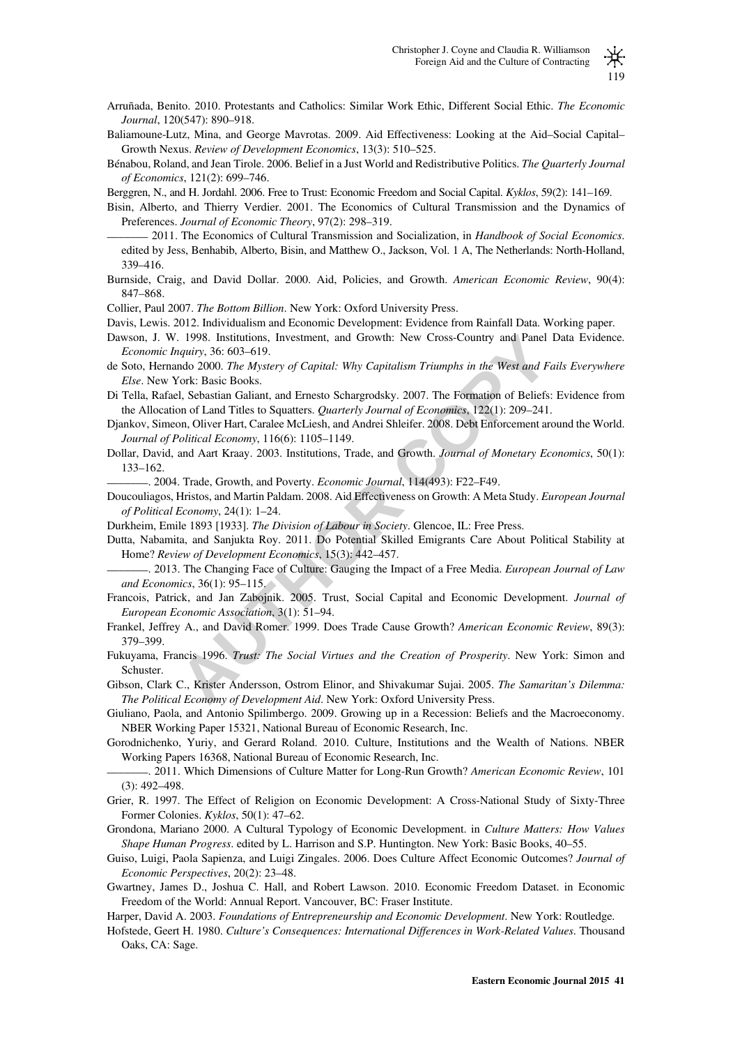Arruñada, Benito. 2010. Protestants and Catholics: Similar Work Ethic, Different Social Ethic. *The Economic Journal*, 120(547): 890–918.

Baliamoune-Lutz, Mina, and George Mavrotas. 2009. Aid Effectiveness: Looking at the Aid–Social Capital–Growth Nexus. *Review of Development Economics*, 13(3): 510–525.

Bénabou, Roland, and Jean Tirole. 2006. Belief in a Just World and Redistributive Politics. *The Quarterly Journal of Economics*, 121(2): 699–746.

Berggren, N., and H. Jordahl. 2006. Free to Trust: Economic Freedom and Social Capital. *Kyklos*, 59(2): 141–169.

Bisin, Alberto, and Thierry Verdier. 2001. The Economics of Cultural Transmission and the Dynamics of Preferences. *Journal of Economic Theory*, 97(2): 298–319.

———— 2011. The Economics of Cultural Transmission and Socialization, in *Handbook of Social Economics*. edited by Jess, Benhabib, Alberto, Bisin, and Matthew O., Jackson, Vol. 1 A, The Netherlands: North-Holland, 339–416.

Burnside, Craig, and David Dollar. 2000. Aid, Policies, and Growth. *American Economic Review*, 90(4): 847–868.

Collier, Paul 2007. *The Bottom Billion*. New York: Oxford University Press.

Davis, Lewis. 2012. Individualism and Economic Development: Evidence from Rainfall Data. Working paper.

Dawson, J. W. 1998. Institutions, Investment, and Growth: New Cross-Country and Panel Data Evidence. *Economic Inquiry*, 36: 603–619.

de Soto, Hernando 2000. *The Mystery of Capital: Why Capitalism Triumphs in the West and Fails Everywhere Else*. New York: Basic Books.

Di Tella, Rafael, Sebastian Galiant, and Ernesto Schargrodsky. 2007. The Formation of Beliefs: Evidence from the Allocation of Land Titles to Squatters. *Quarterly Journal of Economics*, 122(1): 209–241.

Djankov, Simeon, Oliver Hart, Caralee McLiesh, and Andrei Shleifer. 2008. Debt Enforcement around the World. *Journal of Political Economy*, 116(6): 1105–1149.

Dollar, David, and Aart Kraay. 2003. Institutions, Trade, and Growth. *Journal of Monetary Economics*, 50(1): 133–162.

————. 2004. Trade, Growth, and Poverty. *Economic Journal*, 114(493): F22–F49.

Doucouliagos, Hristos, and Martin Paldam. 2008. Aid Effectiveness on Growth: A Meta Study. *European Journal of Political Economy*, 24(1): 1–24.

Durkheim, Emile 1893 [1933]. *The Division of Labour in Society*. Glencoe, IL: Free Press.

Dutta, Nabamita, and Sanjukta Roy. 2011. Do Potential Skilled Emigrants Care About Political Stability at Home? *Review of Development Economics*, 15(3): 442–457.

————. 2013. The Changing Face of Culture: Gauging the Impact of a Free Media. *European Journal of Law and Economics*, 36(1): 95–115.

Francois, Patrick, and Jan Zabojnik. 2005. Trust, Social Capital and Economic Development. *Journal of European Economic Association*, 3(1): 51–94.

Frankel, Jeffrey A., and David Romer. 1999. Does Trade Cause Growth? *American Economic Review*, 89(3): 379–399.

Fukuyama, Francis 1996. *Trust: The Social Virtues and the Creation of Prosperity*. New York: Simon and Schuster.

Gibson, Clark C., Krister Andersson, Ostrom Elinor, and Shivakumar Sujai. 2005. *The Samaritan's Dilemma: The Political Economy of Development Aid*. New York: Oxford University Press.

Giuliano, Paola, and Antonio Spilimbergo. 2009. Growing up in a Recession: Beliefs and the Macroeconomy. NBER Working Paper 15321, National Bureau of Economic Research, Inc.

Gorodnichenko, Yuriy, and Gerard Roland. 2010. Culture, Institutions and the Wealth of Nations. NBER Working Papers 16368, National Bureau of Economic Research, Inc.

————. 2011. Which Dimensions of Culture Matter for Long-Run Growth? *American Economic Review*, 101 (3): 492–498.

Grier, R. 1997. The Effect of Religion on Economic Development: A Cross-National Study of Sixty-Three Former Colonies. *Kyklos*, 50(1): 47–62.

Grondona, Mariano 2000. A Cultural Typology of Economic Development. in *Culture Matters: How Values Shape Human Progress*. edited by L. Harrison and S.P. Huntington. New York: Basic Books, 40–55.

Guiso, Luigi, Paola Sapienza, and Luigi Zingales. 2006. Does Culture Affect Economic Outcomes? *Journal of Economic Perspectives*, 20(2): 23–48.

Gwartney, James D., Joshua C. Hall, and Robert Lawson. 2010. Economic Freedom Dataset. in Economic Freedom of the World: Annual Report. Vancouver, BC: Fraser Institute.

Harper, David A. 2003. *Foundations of Entrepreneurship and Economic Development*. New York: Routledge.

Hofstede, Geert H. 1980. *Culture's Consequences: International Differences in Work-Related Values*. Thousand Oaks, CA: Sage.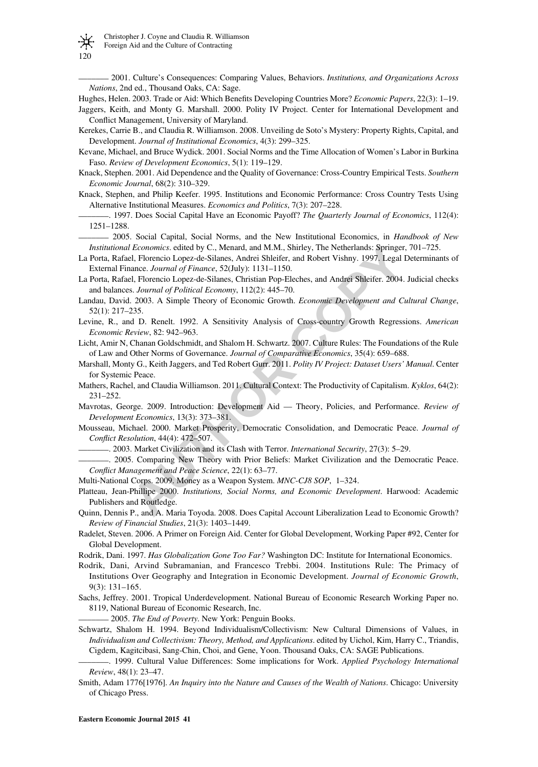———— 2001. Culture's Consequences: Comparing Values, Behaviors. *Institutions, and Organizations Across Nations*, 2nd ed., Thousand Oaks, CA: Sage.

Hughes, Helen. 2003. Trade or Aid: Which Benefits Developing Countries More? *Economic Papers*, 22(3): 1–19.

Jaggers, Keith, and Monty G. Marshall. 2000. Polity IV Project. Center for International Development and Conflict Management, University of Maryland.

Kerekes, Carrie B., and Claudia R. Williamson. 2008. Unveiling de Soto's Mystery: Property Rights, Capital, and Development. *Journal of Institutional Economics*, 4(3): 299–325.

Kevane, Michael, and Bruce Wydick. 2001. Social Norms and the Time Allocation of Women's Labor in Burkina Faso. *Review of Development Economics*, 5(1): 119–129.

Knack, Stephen. 2001. Aid Dependence and the Quality of Governance: Cross-Country Empirical Tests. *Southern Economic Journal*, 68(2): 310–329.

Knack, Stephen, and Philip Keefer. 1995. Institutions and Economic Performance: Cross Country Tests Using Alternative Institutional Measures. *Economics and Politics*, 7(3): 207–228.

————. 1997. Does Social Capital Have an Economic Payoff? *The Quarterly Journal of Economics*, 112(4): 1251–1288.

———— 2005. Social Capital, Social Norms, and the New Institutional Economics, in *Handbook of New Institutional Economics*. edited by C., Menard, and M.M., Shirley, The Netherlands: Springer, 701–725.

La Porta, Rafael, Florencio Lopez-de-Silanes, Andrei Shleifer, and Robert Vishny. 1997. Legal Determinants of External Finance. *Journal of Finance*, 52(July): 1131–1150.

La Porta, Rafael, Florencio Lopez-de-Silanes, Christian Pop-Eleches, and Andrei Shleifer. 2004. Judicial checks and balances. *Journal of Political Economy*, 112(2): 445–70.

Landau, David. 2003. A Simple Theory of Economic Growth. *Economic Development and Cultural Change*, 52(1): 217–235.

Levine, R., and D. Renelt. 1992. A Sensitivity Analysis of Cross-country Growth Regressions. *American Economic Review*, 82: 942–963.

Licht, Amir N, Chanan Goldschmidt, and Shalom H. Schwartz. 2007. Culture Rules: The Foundations of the Rule of Law and Other Norms of Governance. *Journal of Comparative Economics*, 35(4): 659–688.

Marshall, Monty G., Keith Jaggers, and Ted Robert Gurr. 2011. *Polity IV Project: Dataset Users' Manual*. Center for Systemic Peace.

Mathers, Rachel, and Claudia Williamson. 2011. Cultural Context: The Productivity of Capitalism. *Kyklos*, 64(2): 231–252.

Mavrotas, George. 2009. Introduction: Development Aid — Theory, Policies, and Performance. *Review of Development Economics*, 13(3): 373–381.

Mousseau, Michael. 2000. Market Prosperity, Democratic Consolidation, and Democratic Peace. *Journal of Conflict Resolution*, 44(4): 472–507.

————. 2003. Market Civilization and its Clash with Terror. *International Security*, 27(3): 5–29.

————. 2005. Comparing New Theory with Prior Beliefs: Market Civilization and the Democratic Peace. *Conflict Management and Peace Science*, 22(1): 63–77.

Multi-National Corps. 2009. Money as a Weapon System. *MNC-CJ8 SOP*, 1–324.

Platteau, Jean-Phillipe 2000. *Institutions, Social Norms, and Economic Development*. Harwood: Academic Publishers and Routledge.

Quinn, Dennis P., and A. Maria Toyoda. 2008. Does Capital Account Liberalization Lead to Economic Growth? *Review of Financial Studies*, 21(3): 1403–1449.

Radelet, Steven. 2006. A Primer on Foreign Aid. Center for Global Development, Working Paper #92, Center for Global Development.

Rodrik, Dani. 1997. *Has Globalization Gone Too Far?* Washington DC: Institute for International Economics.

Rodrik, Dani, Arvind Subramanian, and Francesco Trebbi. 2004. Institutions Rule: The Primacy of Institutions Over Geography and Integration in Economic Development. *Journal of Economic Growth*, 9(3): 131–165.

Sachs, Jeffrey. 2001. Tropical Underdevelopment. National Bureau of Economic Research Working Paper no. 8119, National Bureau of Economic Research, Inc.

———— 2005. *The End of Poverty*. New York: Penguin Books.

Schwartz, Shalom H. 1994. Beyond Individualism/Collectivism: New Cultural Dimensions of Values, in *Individualism and Collectivism: Theory, Method, and Applications*. edited by Uichol, Kim, Harry C., Triandis, Cigdem, Kagitcibasi, Sang-Chin, Choi, and Gene, Yoon. Thousand Oaks, CA: SAGE Publications.

————. 1999. Cultural Value Differences: Some implications for Work. *Applied Psychology International Review*, 48(1): 23–47.

Smith, Adam 1776[1976]. *An Inquiry into the Nature and Causes of the Wealth of Nations*. Chicago: University of Chicago Press.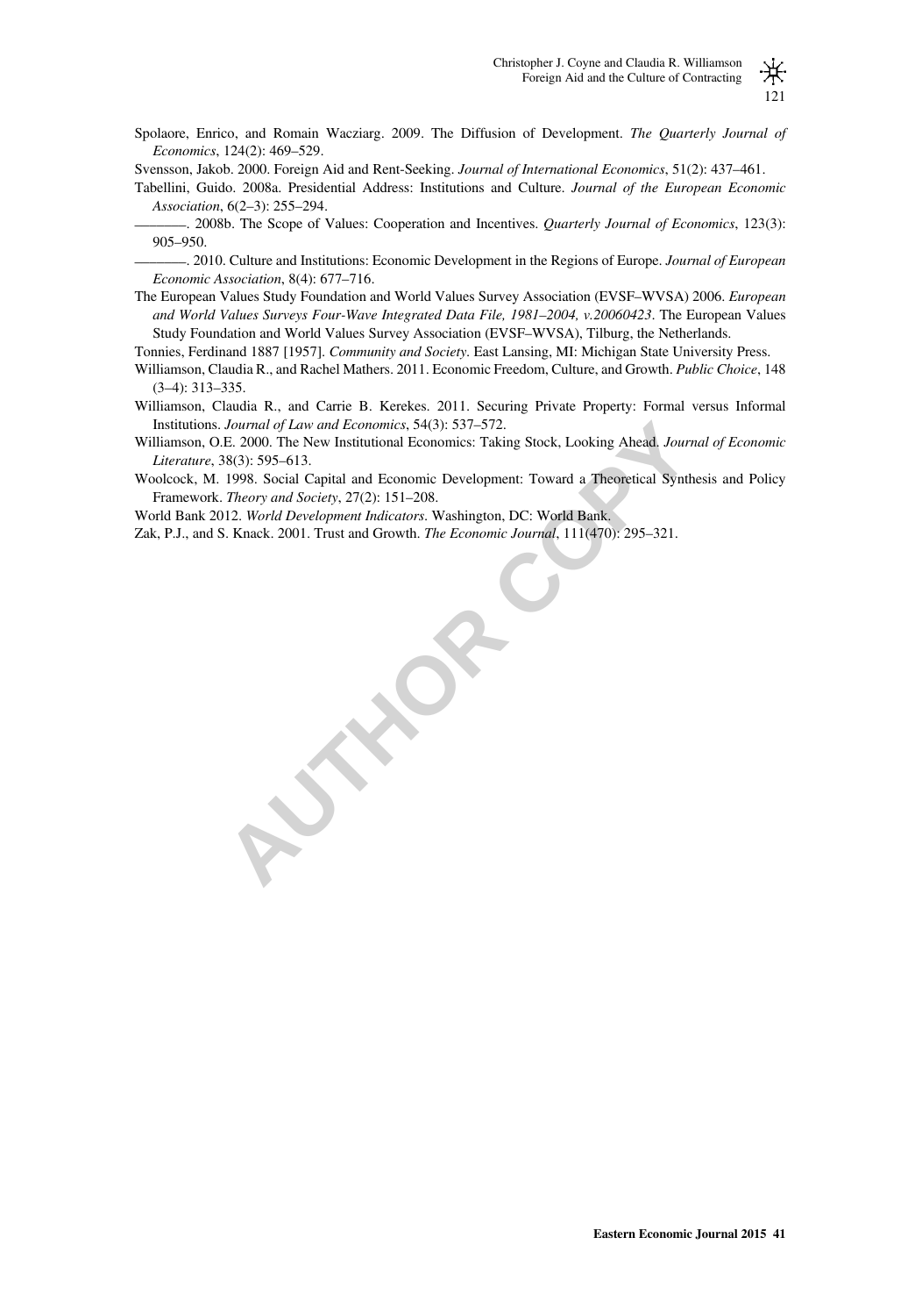Spolaore, Enrico, and Romain Wacziarg. 2009. The Diffusion of Development. *The Quarterly Journal of Economics*, 124(2): 469–529.

Svensson, Jakob. 2000. Foreign Aid and Rent-Seeking. *Journal of International Economics*, 51(2): 437–461.

Tabellini, Guido. 2008a. Presidential Address: Institutions and Culture. *Journal of the European Economic Association*, 6(2–3): 255–294.

————. 2008b. The Scope of Values: Cooperation and Incentives. *Quarterly Journal of Economics*, 123(3): 905–950.

————. 2010. Culture and Institutions: Economic Development in the Regions of Europe. *Journal of European Economic Association*, 8(4): 677–716.

The European Values Study Foundation and World Values Survey Association (EVSF–WVSA) 2006. *European and World Values Surveys Four-Wave Integrated Data File, 1981–2004, v.20060423*. The European Values Study Foundation and World Values Survey Association (EVSF–WVSA), Tilburg, the Netherlands.

Tonnies, Ferdinand 1887 [1957]. *Community and Society*. East Lansing, MI: Michigan State University Press.

Williamson, Claudia R., and Rachel Mathers. 2011. Economic Freedom, Culture, and Growth. *Public Choice*, 148 (3–4): 313–335.

Williamson, Claudia R., and Carrie B. Kerekes. 2011. Securing Private Property: Formal versus Informal Institutions. *Journal of Law and Economics*, 54(3): 537–572.

Williamson, O.E. 2000. The New Institutional Economics: Taking Stock, Looking Ahead. *Journal of Economic Literature*, 38(3): 595–613.

Woolcock, M. 1998. Social Capital and Economic Development: Toward a Theoretical Synthesis and Policy Framework. *Theory and Society*, 27(2): 151–208.

World Bank 2012. *World Development Indicators*. Washington, DC: World Bank.

Zak, P.J., and S. Knack. 2001. Trust and Growth. *The Economic Journal*, 111(470): 295–321.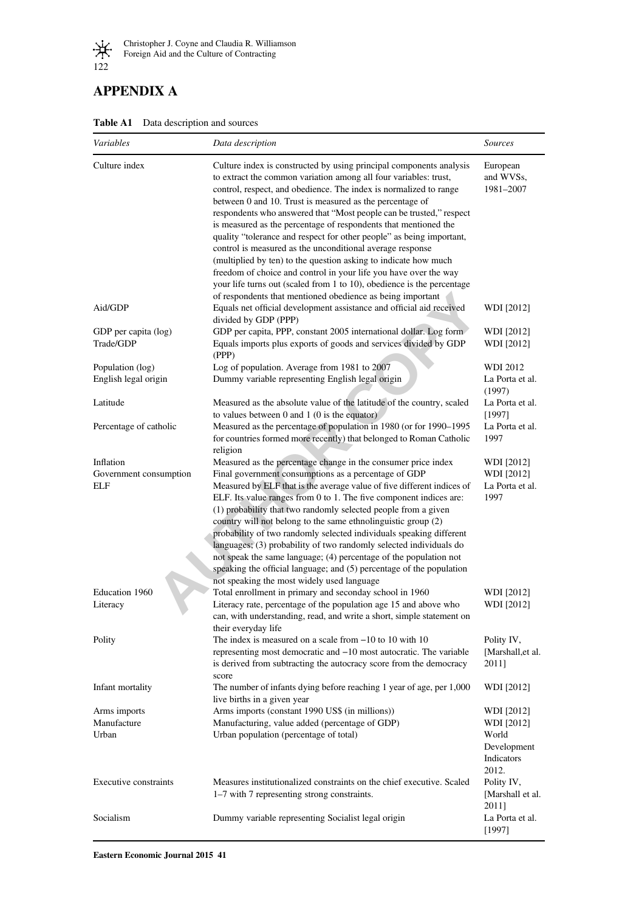# APPENDIX A

**Table A1** Data description and sources

| *Variables* | *Data description* | *Sources* |
|---|---|---|
| Culture index | Culture index is constructed by using principal components analysis to extract the common variation among all four variables: trust, control, respect, and obedience. The index is normalized to range between 0 and 10. Trust is measured as the percentage of respondents who answered that "Most people can be trusted," respect is measured as the percentage of respondents that mentioned the quality "tolerance and respect for other people" as being important, control is measured as the unconditional average response (multiplied by ten) to the question asking to indicate how much freedom of choice and control in your life you have over the way your life turns out (scaled from 1 to 10), obedience is the percentage of respondents that mentioned obedience as being important | European and WVSs, 1981–2007 |
| Aid/GDP | Equals net official development assistance and official aid received divided by GDP (PPP) | WDI [2012] |
| GDP per capita (log) | GDP per capita, PPP, constant 2005 international dollar. Log form | WDI [2012] |
| Trade/GDP | Equals imports plus exports of goods and services divided by GDP (PPP) | WDI [2012] |
| Population (log) | Log of population. Average from 1981 to 2007 | WDI 2012 |
| English legal origin | Dummy variable representing English legal origin | La Porta et al. (1997) |
| Latitude | Measured as the absolute value of the latitude of the country, scaled to values between 0 and 1 (0 is the equator) | La Porta et al. [1997] |
| Percentage of catholic | Measured as the percentage of population in 1980 (or for 1990–1995 for countries formed more recently) that belonged to Roman Catholic religion | La Porta et al. 1997 |
| Inflation | Measured as the percentage change in the consumer price index | WDI [2012] |
| Government consumption | Final government consumptions as a percentage of GDP | WDI [2012] |
| ELF | Measured by ELF that is the average value of five different indices of ELF. Its value ranges from 0 to 1. The five component indices are: (1) probability that two randomly selected people from a given country will not belong to the same ethnolinguistic group (2) probability of two randomly selected individuals speaking different languages; (3) probability of two randomly selected individuals do not speak the same language; (4) percentage of the population not speaking the official language; and (5) percentage of the population not speaking the most widely used language | La Porta et al. 1997 |
| Education 1960 | Total enrollment in primary and seconday school in 1960 | WDI [2012] |
| Literacy | Literacy rate, percentage of the population age 15 and above who can, with understanding, read, and write a short, simple statement on their everyday life | WDI [2012] |
| Polity | The index is measured on a scale from −10 to 10 with 10 representing most democratic and −10 most autocratic. The variable is derived from subtracting the autocracy score from the democracy score | Polity IV, [Marshall,et al. 2011] |
| Infant mortality | The number of infants dying before reaching 1 year of age, per 1,000 live births in a given year | WDI [2012] |
| Arms imports | Arms imports (constant 1990 US$ (in millions)) | WDI [2012] |
| Manufacture | Manufacturing, value added (percentage of GDP) | WDI [2012] |
| Urban | Urban population (percentage of total) | World Development Indicators 2012. |
| Executive constraints | Measures institutionalized constraints on the chief executive. Scaled 1–7 with 7 representing strong constraints. | Polity IV, [Marshall et al. 2011] |
| Socialism | Dummy variable representing Socialist legal origin | La Porta et al. [1997] |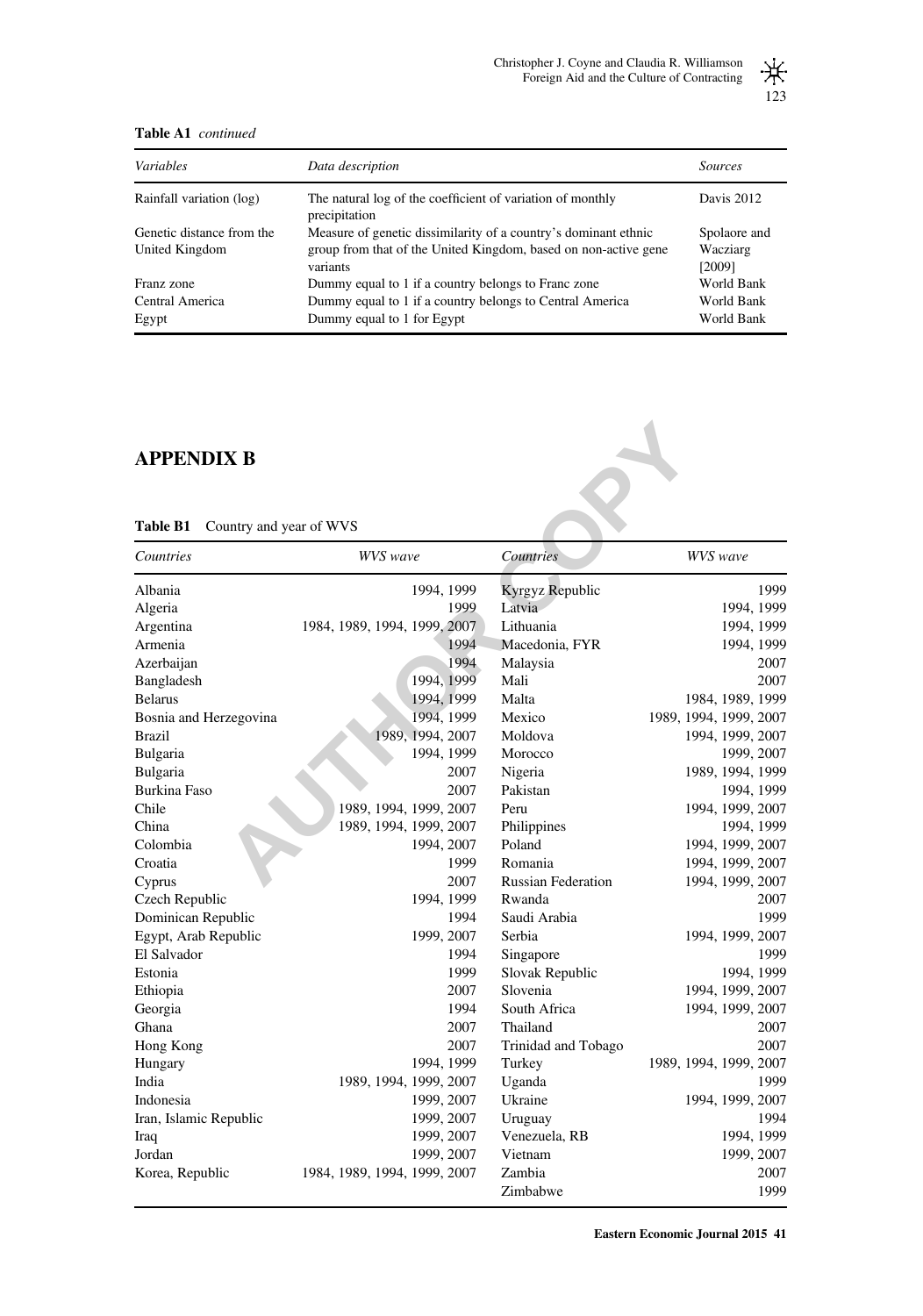**Table A1** *continued*

| *Variables* | *Data description* | *Sources* |
|---|---|---|
| Rainfall variation (log) | The natural log of the coefficient of variation of monthly precipitation | Davis 2012 |
| Genetic distance from the United Kingdom | Measure of genetic dissimilarity of a country's dominant ethnic group from that of the United Kingdom, based on non-active gene variants | Spolaore and Wacziarg [2009] |
| Franz zone | Dummy equal to 1 if a country belongs to Franc zone | World Bank |
| Central America | Dummy equal to 1 if a country belongs to Central America | World Bank |
| Egypt | Dummy equal to 1 for Egypt | World Bank |

## APPENDIX B

**Table B1** Country and year of WVS

| *Countries* | *WVS wave* | *Countries* | *WVS wave* |
|---|---|---|---|
| Albania | 1994, 1999 | Kyrgyz Republic | 1999 |
| Algeria | 1999 | Latvia | 1994, 1999 |
| Argentina | 1984, 1989, 1994, 1999, 2007 | Lithuania | 1994, 1999 |
| Armenia | 1994 | Macedonia, FYR | 1994, 1999 |
| Azerbaijan | 1994 | Malaysia | 2007 |
| Bangladesh | 1994, 1999 | Mali | 2007 |
| Belarus | 1994, 1999 | Malta | 1984, 1989, 1999 |
| Bosnia and Herzegovina | 1994, 1999 | Mexico | 1989, 1994, 1999, 2007 |
| Brazil | 1989, 1994, 2007 | Moldova | 1994, 1999, 2007 |
| Bulgaria | 1994, 1999 | Morocco | 1999, 2007 |
| Bulgaria | 2007 | Nigeria | 1989, 1994, 1999 |
| Burkina Faso | 2007 | Pakistan | 1994, 1999 |
| Chile | 1989, 1994, 1999, 2007 | Peru | 1994, 1999, 2007 |
| China | 1989, 1994, 1999, 2007 | Philippines | 1994, 1999 |
| Colombia | 1994, 2007 | Poland | 1994, 1999, 2007 |
| Croatia | 1999 | Romania | 1994, 1999, 2007 |
| Cyprus | 2007 | Russian Federation | 1994, 1999, 2007 |
| Czech Republic | 1994, 1999 | Rwanda | 2007 |
| Dominican Republic | 1994 | Saudi Arabia | 1999 |
| Egypt, Arab Republic | 1999, 2007 | Serbia | 1994, 1999, 2007 |
| El Salvador | 1994 | Singapore | 1999 |
| Estonia | 1999 | Slovak Republic | 1994, 1999 |
| Ethiopia | 2007 | Slovenia | 1994, 1999, 2007 |
| Georgia | 1994 | South Africa | 1994, 1999, 2007 |
| Ghana | 2007 | Thailand | 2007 |
| Hong Kong | 2007 | Trinidad and Tobago | 2007 |
| Hungary | 1994, 1999 | Turkey | 1989, 1994, 1999, 2007 |
| India | 1989, 1994, 1999, 2007 | Uganda | 1999 |
| Indonesia | 1999, 2007 | Ukraine | 1994, 1999, 2007 |
| Iran, Islamic Republic | 1999, 2007 | Uruguay | 1994 |
| Iraq | 1999, 2007 | Venezuela, RB | 1994, 1999 |
| Jordan | 1999, 2007 | Vietnam | 1999, 2007 |
| Korea, Republic | 1984, 1989, 1994, 1999, 2007 | Zambia | 2007 |
| | | Zimbabwe | 1999 |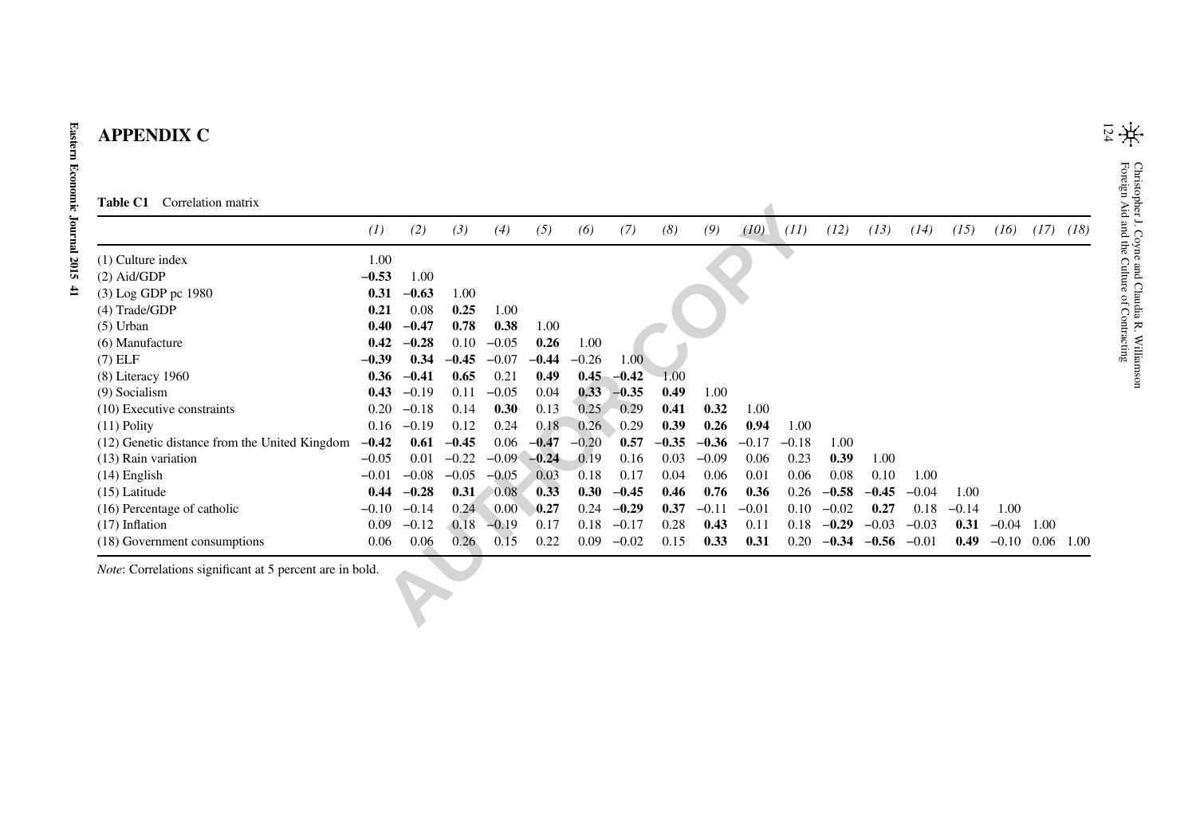# APPENDIX C

**Table C1** Correlation matrix

| | *(1)* | *(2)* | *(3)* | *(4)* | *(5)* | *(6)* | *(7)* | *(8)* | *(9)* | *(10)* | *(11)* | *(12)* | *(13)* | *(14)* | *(15)* | *(16)* | *(17)* | *(18)* |
|---|---|---|---|---|---|---|---|---|---|---|---|---|---|---|---|---|---|---|
| (1) Culture index | 1.00 | | | | | | | | | | | | | | | | | |
| (2) Aid/GDP | **−0.53** | 1.00 | | | | | | | | | | | | | | | | |
| (3) Log GDP pc 1980 | **0.31** | **−0.63** | 1.00 | | | | | | | | | | | | | | | |
| (4) Trade/GDP | **0.21** | 0.08 | **0.25** | 1.00 | | | | | | | | | | | | | | |
| (5) Urban | **0.40** | **−0.47** | **0.78** | **0.38** | 1.00 | | | | | | | | | | | | | |
| (6) Manufacture | **0.42** | **−0.28** | 0.10 | −0.05 | **0.26** | 1.00 | | | | | | | | | | | | |
| (7) ELF | **−0.39** | **0.34** | **−0.45** | −0.07 | **−0.44** | −0.26 | 1.00 | | | | | | | | | | | |
| (8) Literacy 1960 | **0.36** | **−0.41** | **0.65** | 0.21 | **0.49** | **0.45** | **−0.42** | 1.00 | | | | | | | | | | |
| (9) Socialism | **0.43** | −0.19 | 0.11 | −0.05 | 0.04 | **0.33** | **−0.35** | **0.49** | 1.00 | | | | | | | | | |
| (10) Executive constraints | 0.20 | −0.18 | 0.14 | **0.30** | 0.13 | 0.25 | 0.29 | **0.41** | **0.32** | 1.00 | | | | | | | | |
| (11) Polity | 0.16 | −0.19 | 0.12 | 0.24 | 0.18 | 0.26 | 0.29 | **0.39** | **0.26** | **0.94** | 1.00 | | | | | | | |
| (12) Genetic distance from the United Kingdom | **−0.42** | **0.61** | **−0.45** | 0.06 | **−0.47** | −0.20 | **0.57** | **−0.35** | **−0.36** | −0.17 | −0.18 | 1.00 | | | | | | |
| (13) Rain variation | −0.05 | 0.01 | −0.22 | −0.09 | **−0.24** | 0.19 | 0.16 | 0.03 | −0.09 | 0.06 | 0.23 | **0.39** | 1.00 | | | | | |
| (14) English | −0.01 | −0.08 | −0.05 | −0.05 | 0.03 | 0.18 | 0.17 | 0.04 | 0.06 | 0.01 | 0.06 | 0.08 | 0.10 | 1.00 | | | | |
| (15) Latitude | **0.44** | **−0.28** | **0.31** | 0.08 | **0.33** | **0.30** | **−0.45** | **0.46** | **0.76** | **0.36** | 0.26 | **−0.58** | **−0.45** | −0.04 | 1.00 | | | |
| (16) Percentage of catholic | −0.10 | −0.14 | 0.24 | 0.00 | **0.27** | 0.24 | **−0.29** | **0.37** | −0.11 | −0.01 | 0.10 | −0.02 | **0.27** | 0.18 | −0.14 | 1.00 | | |
| (17) Inflation | 0.09 | −0.12 | 0.18 | −0.19 | 0.17 | 0.18 | −0.17 | 0.28 | **0.43** | 0.11 | 0.18 | **−0.29** | −0.03 | −0.03 | **0.31** | −0.04 | 1.00 | |
| (18) Government consumptions | 0.06 | 0.06 | 0.26 | 0.15 | 0.22 | 0.09 | −0.02 | 0.15 | **0.33** | **0.31** | 0.20 | **−0.34** | **−0.56** | −0.01 | **0.49** | −0.10 | 0.06 | 1.00 |

*Note*: Correlations significant at 5 percent are in bold.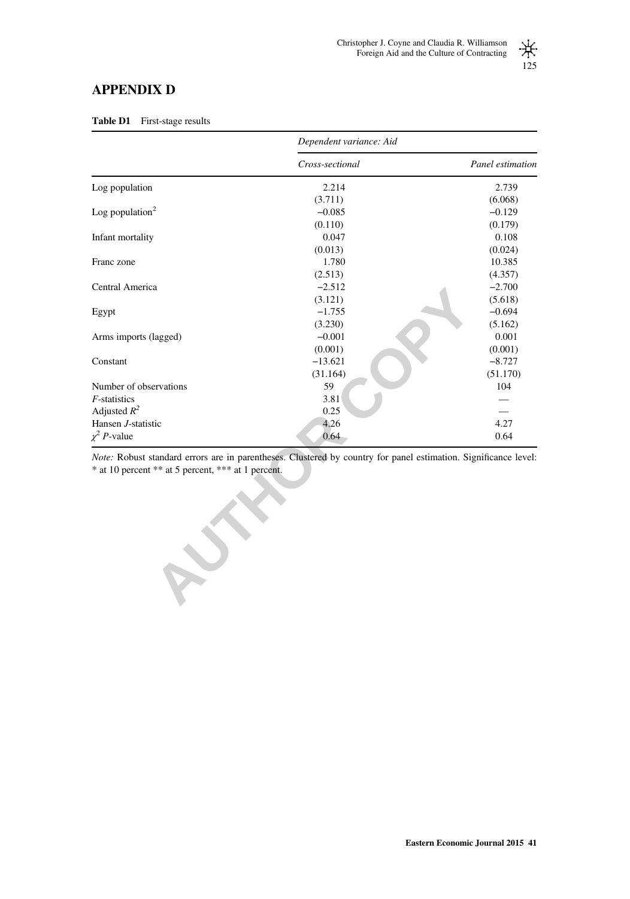## APPENDIX D

**Table D1** First-stage results

| | *Dependent variance: Aid* | |
|---|---|---|
| | *Cross-sectional* | *Panel estimation* |
| Log population | 2.214 | 2.739 |
| | (3.711) | (6.068) |
| Log population$^2$ | −0.085 | −0.129 |
| | (0.110) | (0.179) |
| Infant mortality | 0.047 | 0.108 |
| | (0.013) | (0.024) |
| Franc zone | 1.780 | 10.385 |
| | (2.513) | (4.357) |
| Central America | −2.512 | −2.700 |
| | (3.121) | (5.618) |
| Egypt | −1.755 | −0.694 |
| | (3.230) | (5.162) |
| Arms imports (lagged) | −0.001 | 0.001 |
| | (0.001) | (0.001) |
| Constant | −13.621 | −8.727 |
| | (31.164) | (51.170) |
| Number of observations | 59 | 104 |
| *F*-statistics | 3.81 | — |
| Adjusted $R^2$ | 0.25 | — |
| Hansen *J*-statistic | 4.26 | 4.27 |
| $\chi^2$ *P*-value | 0.64 | 0.64 |

*Note:* Robust standard errors are in parentheses. Clustered by country for panel estimation. Significance level: * at 10 percent ** at 5 percent, *** at 1 percent.